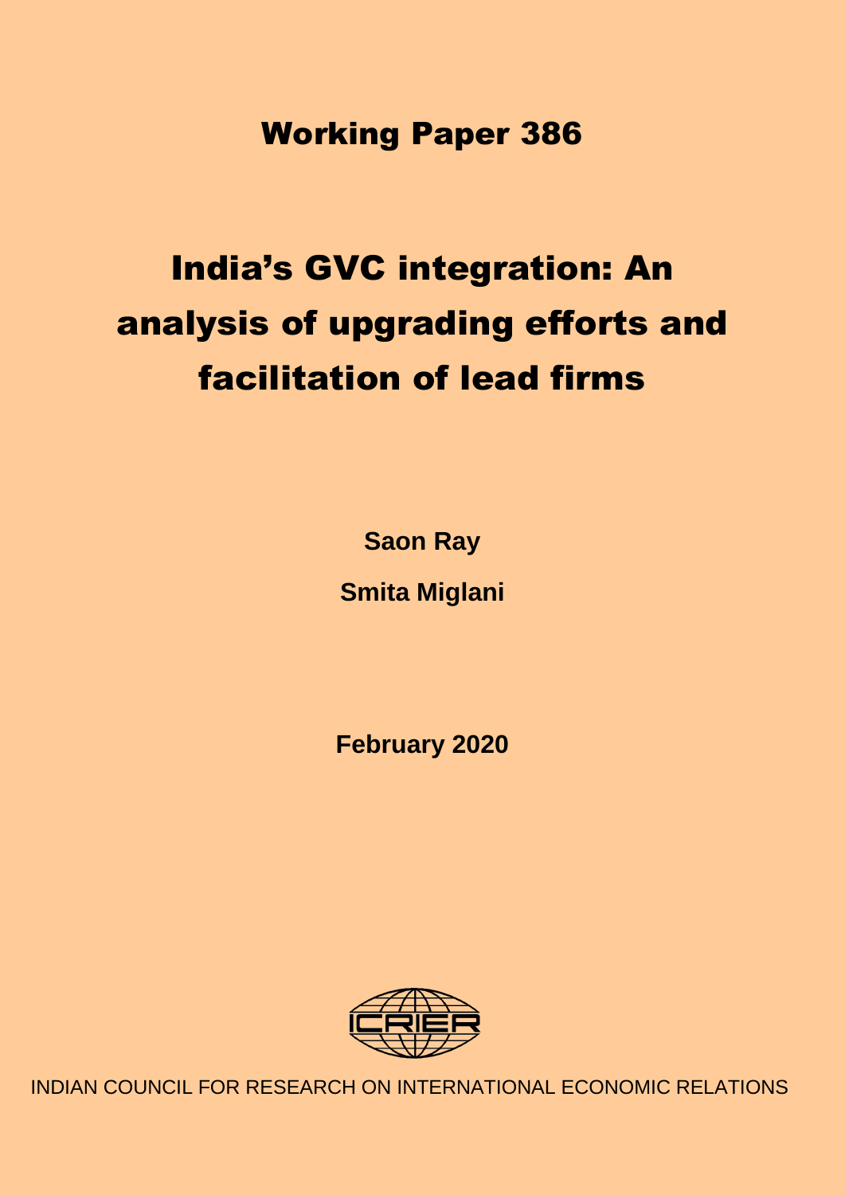## Working Paper 386

# India's GVC integration: An analysis of upgrading efforts and facilitation of lead firms

**Saon Ray**

**Smita Miglani**

**February 2020**

ICRIER

INDIAN COUNCIL FOR RESEARCH ON INTERNATIONAL ECONOMIC RELATIONS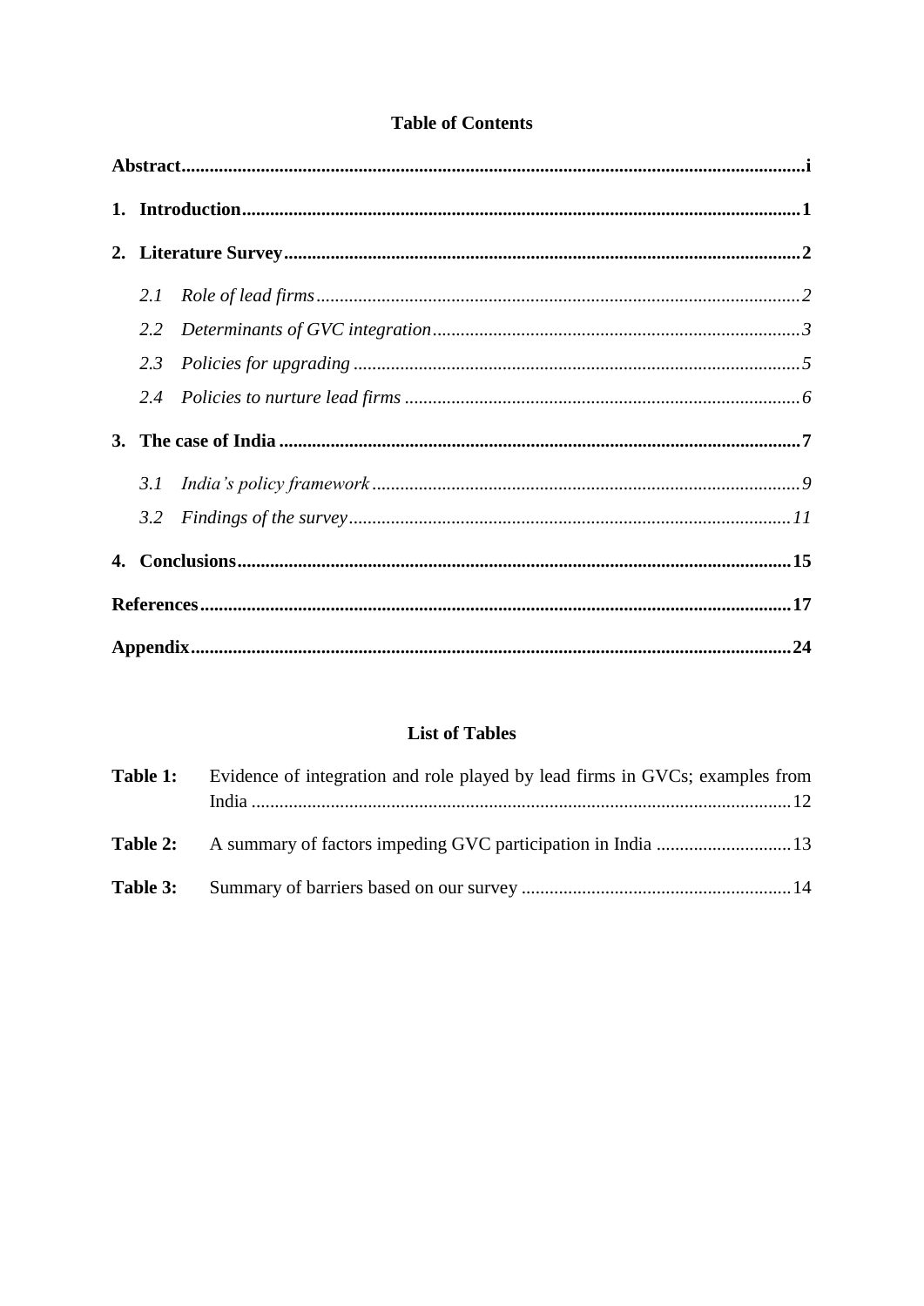## Table of Contents

**Abstract** .......... i

**1. Introduction** .......... 1

**2. Literature Survey** .......... 2

- *2.1 Role of lead firms* .......... 2
- *2.2 Determinants of GVC integration* .......... 3
- *2.3 Policies for upgrading* .......... 5
- *2.4 Policies to nurture lead firms* .......... 6

**3. The case of India** .......... 7

- *3.1 India's policy framework* .......... 9
- *3.2 Findings of the survey* .......... 11

**4. Conclusions** .......... 15

**References** .......... 17

**Appendix** .......... 24

## List of Tables

**Table 1:** Evidence of integration and role played by lead firms in GVCs; examples from India .......... 12

**Table 2:** A summary of factors impeding GVC participation in India .......... 13

**Table 3:** Summary of barriers based on our survey .......... 14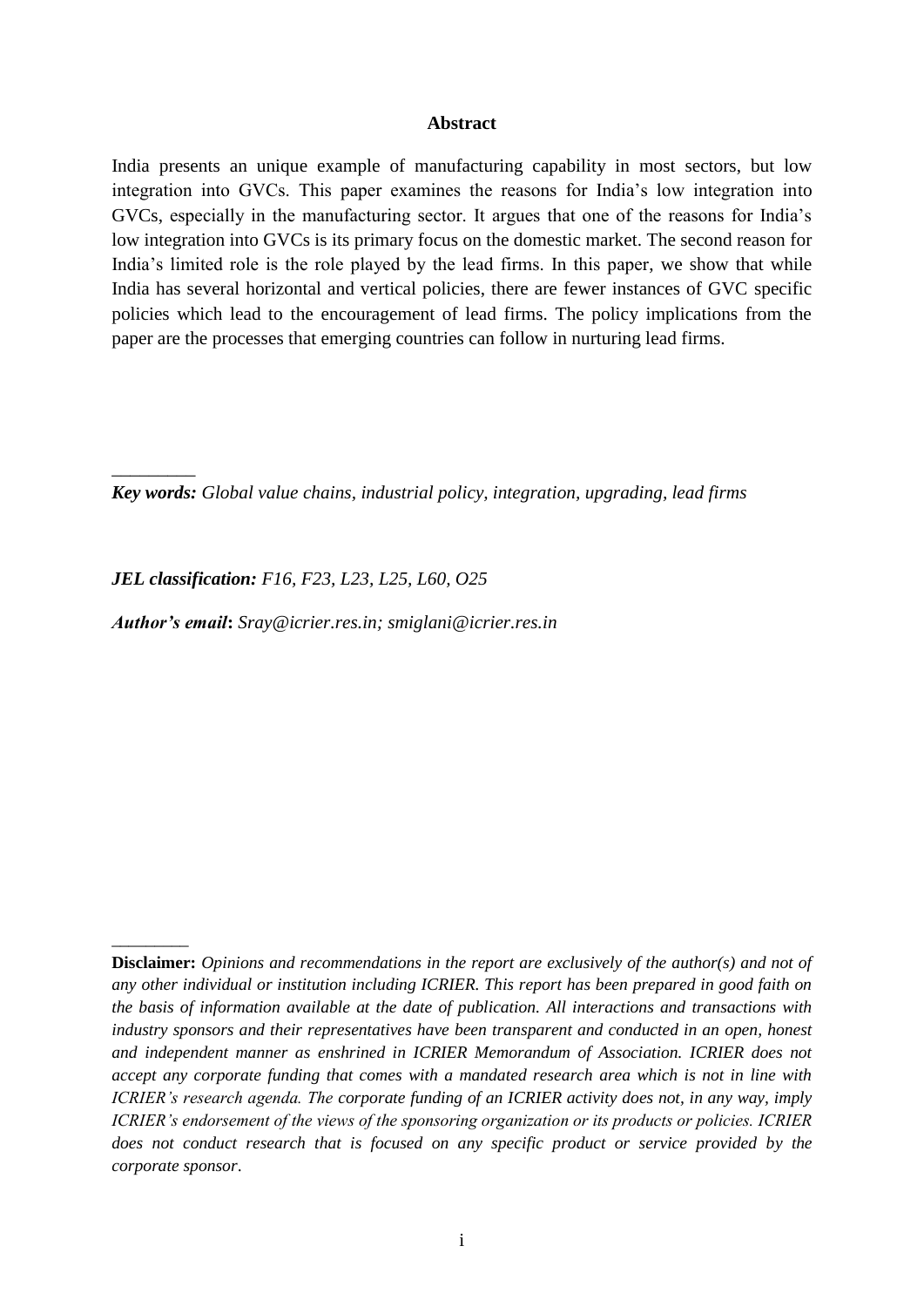## Abstract

India presents an unique example of manufacturing capability in most sectors, but low integration into GVCs. This paper examines the reasons for India's low integration into GVCs, especially in the manufacturing sector. It argues that one of the reasons for India's low integration into GVCs is its primary focus on the domestic market. The second reason for India's limited role is the role played by the lead firms. In this paper, we show that while India has several horizontal and vertical policies, there are fewer instances of GVC specific policies which lead to the encouragement of lead firms. The policy implications from the paper are the processes that emerging countries can follow in nurturing lead firms.

---

***Key words:*** *Global value chains, industrial policy, integration, upgrading, lead firms*

***JEL classification:*** *F16, F23, L23, L25, L60, O25*

***Author's email*****:** *Sray@icrier.res.in; smiglani@icrier.res.in*

---

**Disclaimer:** *Opinions and recommendations in the report are exclusively of the author(s) and not of any other individual or institution including ICRIER. This report has been prepared in good faith on the basis of information available at the date of publication. All interactions and transactions with industry sponsors and their representatives have been transparent and conducted in an open, honest and independent manner as enshrined in ICRIER Memorandum of Association. ICRIER does not accept any corporate funding that comes with a mandated research area which is not in line with ICRIER's research agenda. The corporate funding of an ICRIER activity does not, in any way, imply ICRIER's endorsement of the views of the sponsoring organization or its products or policies. ICRIER does not conduct research that is focused on any specific product or service provided by the corporate sponsor.*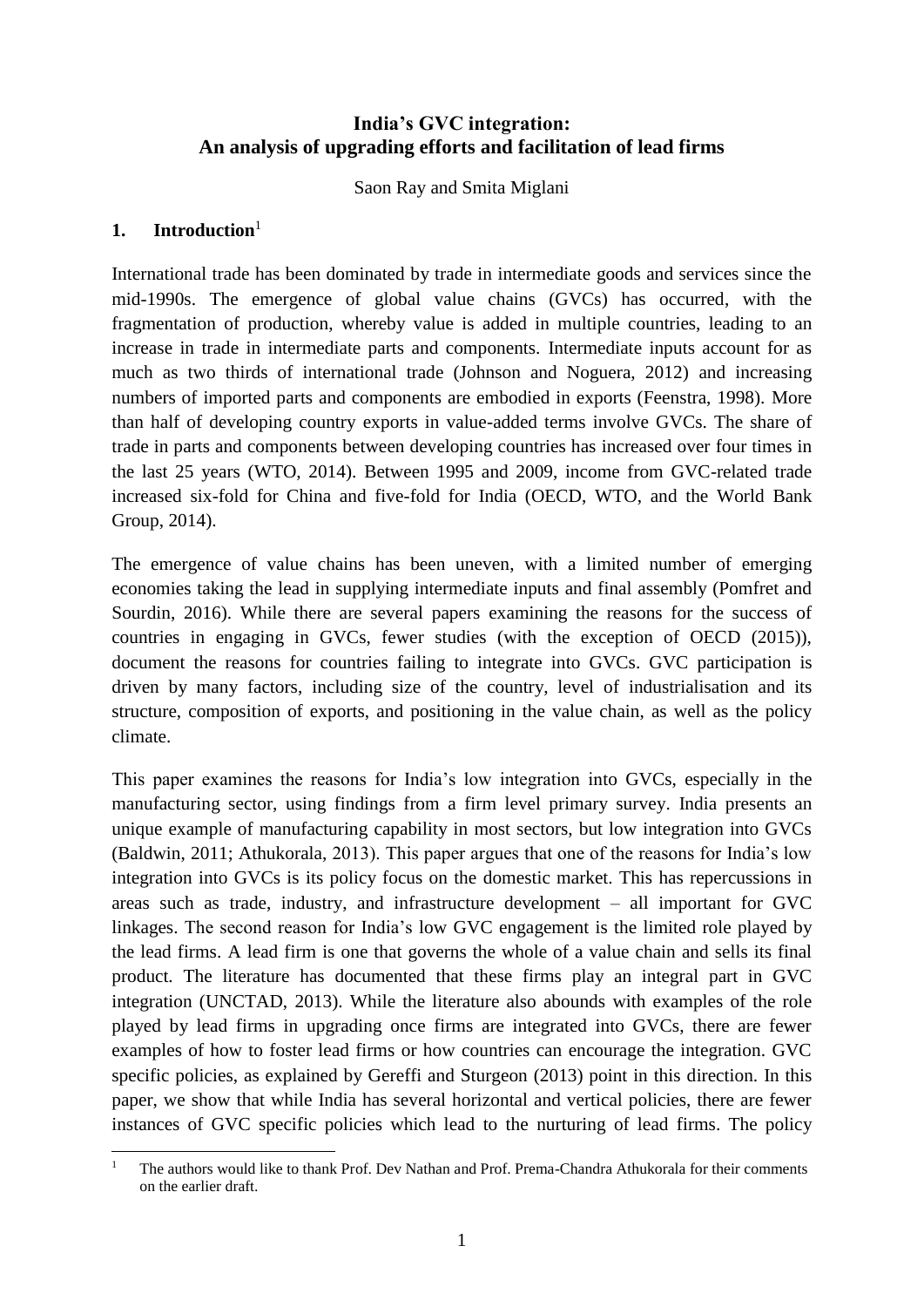# India's GVC integration: An analysis of upgrading efforts and facilitation of lead firms

Saon Ray and Smita Miglani

## 1. Introduction[1]

International trade has been dominated by trade in intermediate goods and services since the mid-1990s. The emergence of global value chains (GVCs) has occurred, with the fragmentation of production, whereby value is added in multiple countries, leading to an increase in trade in intermediate parts and components. Intermediate inputs account for as much as two thirds of international trade (Johnson and Noguera, 2012) and increasing numbers of imported parts and components are embodied in exports (Feenstra, 1998). More than half of developing country exports in value-added terms involve GVCs. The share of trade in parts and components between developing countries has increased over four times in the last 25 years (WTO, 2014). Between 1995 and 2009, income from GVC-related trade increased six-fold for China and five-fold for India (OECD, WTO, and the World Bank Group, 2014).

The emergence of value chains has been uneven, with a limited number of emerging economies taking the lead in supplying intermediate inputs and final assembly (Pomfret and Sourdin, 2016). While there are several papers examining the reasons for the success of countries in engaging in GVCs, fewer studies (with the exception of OECD (2015)), document the reasons for countries failing to integrate into GVCs. GVC participation is driven by many factors, including size of the country, level of industrialisation and its structure, composition of exports, and positioning in the value chain, as well as the policy climate.

This paper examines the reasons for India's low integration into GVCs, especially in the manufacturing sector, using findings from a firm level primary survey. India presents an unique example of manufacturing capability in most sectors, but low integration into GVCs (Baldwin, 2011; Athukorala, 2013). This paper argues that one of the reasons for India's low integration into GVCs is its policy focus on the domestic market. This has repercussions in areas such as trade, industry, and infrastructure development – all important for GVC linkages. The second reason for India's low GVC engagement is the limited role played by the lead firms. A lead firm is one that governs the whole of a value chain and sells its final product. The literature has documented that these firms play an integral part in GVC integration (UNCTAD, 2013). While the literature also abounds with examples of the role played by lead firms in upgrading once firms are integrated into GVCs, there are fewer examples of how to foster lead firms or how countries can encourage the integration. GVC specific policies, as explained by Gereffi and Sturgeon (2013) point in this direction. In this paper, we show that while India has several horizontal and vertical policies, there are fewer instances of GVC specific policies which lead to the nurturing of lead firms. The policy

[1] The authors would like to thank Prof. Dev Nathan and Prof. Prema-Chandra Athukorala for their comments on the earlier draft.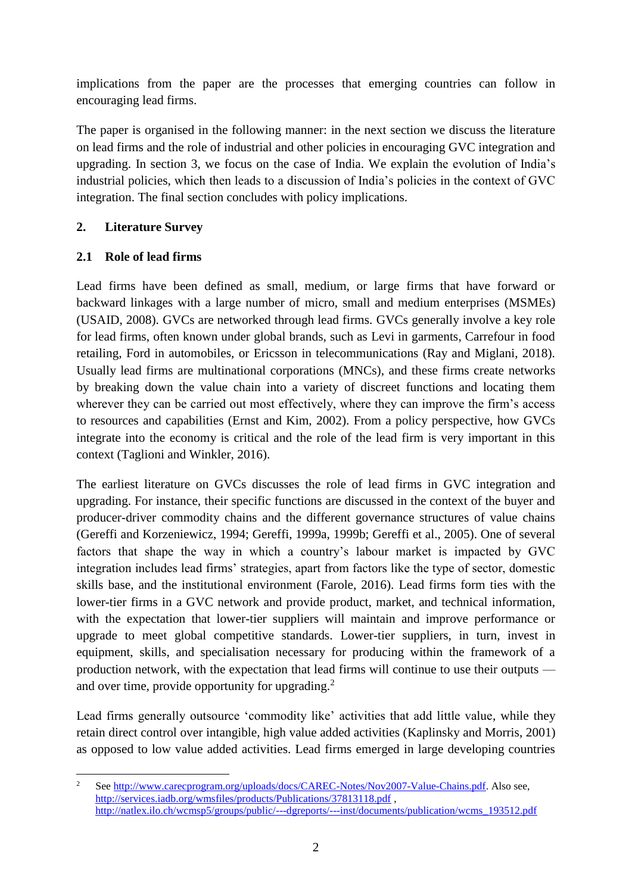implications from the paper are the processes that emerging countries can follow in encouraging lead firms.

The paper is organised in the following manner: in the next section we discuss the literature on lead firms and the role of industrial and other policies in encouraging GVC integration and upgrading. In section 3, we focus on the case of India. We explain the evolution of India's industrial policies, which then leads to a discussion of India's policies in the context of GVC integration. The final section concludes with policy implications.

## 2. Literature Survey

### 2.1 Role of lead firms

Lead firms have been defined as small, medium, or large firms that have forward or backward linkages with a large number of micro, small and medium enterprises (MSMEs) (USAID, 2008). GVCs are networked through lead firms. GVCs generally involve a key role for lead firms, often known under global brands, such as Levi in garments, Carrefour in food retailing, Ford in automobiles, or Ericsson in telecommunications (Ray and Miglani, 2018). Usually lead firms are multinational corporations (MNCs), and these firms create networks by breaking down the value chain into a variety of discreet functions and locating them wherever they can be carried out most effectively, where they can improve the firm's access to resources and capabilities (Ernst and Kim, 2002). From a policy perspective, how GVCs integrate into the economy is critical and the role of the lead firm is very important in this context (Taglioni and Winkler, 2016).

The earliest literature on GVCs discusses the role of lead firms in GVC integration and upgrading. For instance, their specific functions are discussed in the context of the buyer and producer-driver commodity chains and the different governance structures of value chains (Gereffi and Korzeniewicz, 1994; Gereffi, 1999a, 1999b; Gereffi et al., 2005). One of several factors that shape the way in which a country's labour market is impacted by GVC integration includes lead firms' strategies, apart from factors like the type of sector, domestic skills base, and the institutional environment (Farole, 2016). Lead firms form ties with the lower-tier firms in a GVC network and provide product, market, and technical information, with the expectation that lower-tier suppliers will maintain and improve performance or upgrade to meet global competitive standards. Lower-tier suppliers, in turn, invest in equipment, skills, and specialisation necessary for producing within the framework of a production network, with the expectation that lead firms will continue to use their outputs — and over time, provide opportunity for upgrading.[2]

Lead firms generally outsource 'commodity like' activities that add little value, while they retain direct control over intangible, high value added activities (Kaplinsky and Morris, 2001) as opposed to low value added activities. Lead firms emerged in large developing countries

---

[2] See http://www.carecprogram.org/uploads/docs/CAREC-Notes/Nov2007-Value-Chains.pdf. Also see, http://services.iadb.org/wmsfiles/products/Publications/37813118.pdf , http://natlex.ilo.ch/wcmsp5/groups/public/---dgreports/---inst/documents/publication/wcms_193512.pdf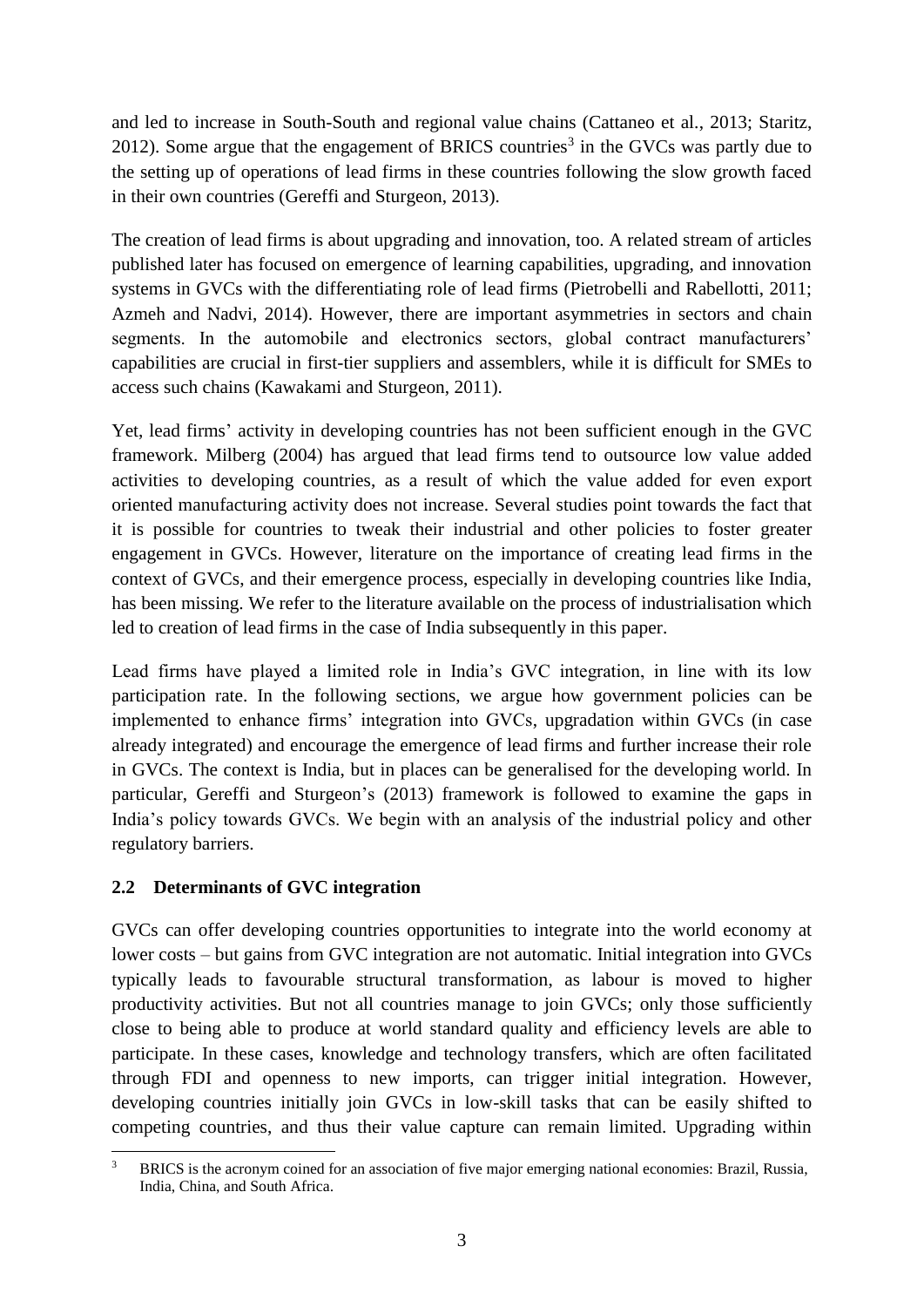and led to increase in South-South and regional value chains (Cattaneo et al., 2013; Staritz, 2012). Some argue that the engagement of BRICS countries[3] in the GVCs was partly due to the setting up of operations of lead firms in these countries following the slow growth faced in their own countries (Gereffi and Sturgeon, 2013).

The creation of lead firms is about upgrading and innovation, too. A related stream of articles published later has focused on emergence of learning capabilities, upgrading, and innovation systems in GVCs with the differentiating role of lead firms (Pietrobelli and Rabellotti, 2011; Azmeh and Nadvi, 2014). However, there are important asymmetries in sectors and chain segments. In the automobile and electronics sectors, global contract manufacturers' capabilities are crucial in first-tier suppliers and assemblers, while it is difficult for SMEs to access such chains (Kawakami and Sturgeon, 2011).

Yet, lead firms' activity in developing countries has not been sufficient enough in the GVC framework. Milberg (2004) has argued that lead firms tend to outsource low value added activities to developing countries, as a result of which the value added for even export oriented manufacturing activity does not increase. Several studies point towards the fact that it is possible for countries to tweak their industrial and other policies to foster greater engagement in GVCs. However, literature on the importance of creating lead firms in the context of GVCs, and their emergence process, especially in developing countries like India, has been missing. We refer to the literature available on the process of industrialisation which led to creation of lead firms in the case of India subsequently in this paper.

Lead firms have played a limited role in India's GVC integration, in line with its low participation rate. In the following sections, we argue how government policies can be implemented to enhance firms' integration into GVCs, upgradation within GVCs (in case already integrated) and encourage the emergence of lead firms and further increase their role in GVCs. The context is India, but in places can be generalised for the developing world. In particular, Gereffi and Sturgeon's (2013) framework is followed to examine the gaps in India's policy towards GVCs. We begin with an analysis of the industrial policy and other regulatory barriers.

### 2.2 Determinants of GVC integration

GVCs can offer developing countries opportunities to integrate into the world economy at lower costs – but gains from GVC integration are not automatic. Initial integration into GVCs typically leads to favourable structural transformation, as labour is moved to higher productivity activities. But not all countries manage to join GVCs; only those sufficiently close to being able to produce at world standard quality and efficiency levels are able to participate. In these cases, knowledge and technology transfers, which are often facilitated through FDI and openness to new imports, can trigger initial integration. However, developing countries initially join GVCs in low-skill tasks that can be easily shifted to competing countries, and thus their value capture can remain limited. Upgrading within

[3] BRICS is the acronym coined for an association of five major emerging national economies: Brazil, Russia, India, China, and South Africa.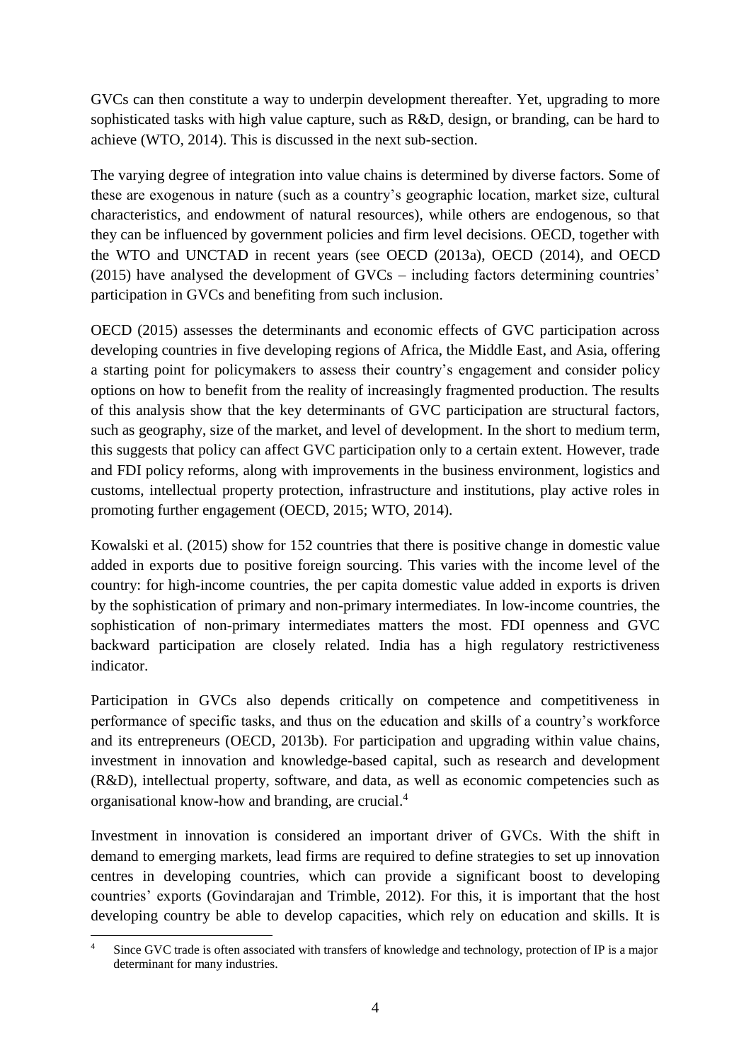GVCs can then constitute a way to underpin development thereafter. Yet, upgrading to more sophisticated tasks with high value capture, such as R&D, design, or branding, can be hard to achieve (WTO, 2014). This is discussed in the next sub-section.

The varying degree of integration into value chains is determined by diverse factors. Some of these are exogenous in nature (such as a country's geographic location, market size, cultural characteristics, and endowment of natural resources), while others are endogenous, so that they can be influenced by government policies and firm level decisions. OECD, together with the WTO and UNCTAD in recent years (see OECD (2013a), OECD (2014), and OECD (2015) have analysed the development of GVCs – including factors determining countries' participation in GVCs and benefiting from such inclusion.

OECD (2015) assesses the determinants and economic effects of GVC participation across developing countries in five developing regions of Africa, the Middle East, and Asia, offering a starting point for policymakers to assess their country's engagement and consider policy options on how to benefit from the reality of increasingly fragmented production. The results of this analysis show that the key determinants of GVC participation are structural factors, such as geography, size of the market, and level of development. In the short to medium term, this suggests that policy can affect GVC participation only to a certain extent. However, trade and FDI policy reforms, along with improvements in the business environment, logistics and customs, intellectual property protection, infrastructure and institutions, play active roles in promoting further engagement (OECD, 2015; WTO, 2014).

Kowalski et al. (2015) show for 152 countries that there is positive change in domestic value added in exports due to positive foreign sourcing. This varies with the income level of the country: for high-income countries, the per capita domestic value added in exports is driven by the sophistication of primary and non-primary intermediates. In low-income countries, the sophistication of non-primary intermediates matters the most. FDI openness and GVC backward participation are closely related. India has a high regulatory restrictiveness indicator.

Participation in GVCs also depends critically on competence and competitiveness in performance of specific tasks, and thus on the education and skills of a country's workforce and its entrepreneurs (OECD, 2013b). For participation and upgrading within value chains, investment in innovation and knowledge-based capital, such as research and development (R&D), intellectual property, software, and data, as well as economic competencies such as organisational know-how and branding, are crucial.[4]

Investment in innovation is considered an important driver of GVCs. With the shift in demand to emerging markets, lead firms are required to define strategies to set up innovation centres in developing countries, which can provide a significant boost to developing countries' exports (Govindarajan and Trimble, 2012). For this, it is important that the host developing country be able to develop capacities, which rely on education and skills. It is

[4] Since GVC trade is often associated with transfers of knowledge and technology, protection of IP is a major determinant for many industries.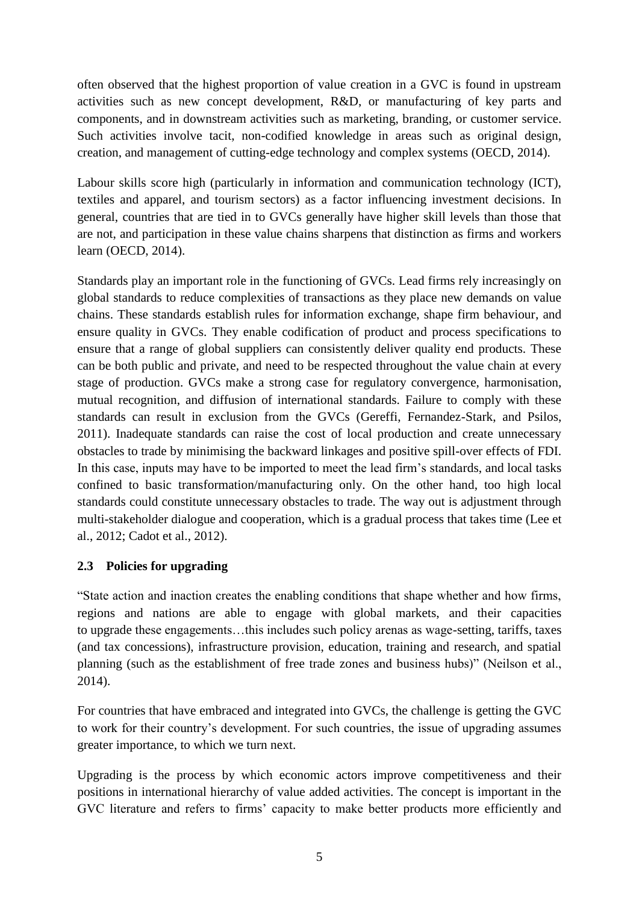often observed that the highest proportion of value creation in a GVC is found in upstream activities such as new concept development, R&D, or manufacturing of key parts and components, and in downstream activities such as marketing, branding, or customer service. Such activities involve tacit, non-codified knowledge in areas such as original design, creation, and management of cutting-edge technology and complex systems (OECD, 2014).

Labour skills score high (particularly in information and communication technology (ICT), textiles and apparel, and tourism sectors) as a factor influencing investment decisions. In general, countries that are tied in to GVCs generally have higher skill levels than those that are not, and participation in these value chains sharpens that distinction as firms and workers learn (OECD, 2014).

Standards play an important role in the functioning of GVCs. Lead firms rely increasingly on global standards to reduce complexities of transactions as they place new demands on value chains. These standards establish rules for information exchange, shape firm behaviour, and ensure quality in GVCs. They enable codification of product and process specifications to ensure that a range of global suppliers can consistently deliver quality end products. These can be both public and private, and need to be respected throughout the value chain at every stage of production. GVCs make a strong case for regulatory convergence, harmonisation, mutual recognition, and diffusion of international standards. Failure to comply with these standards can result in exclusion from the GVCs (Gereffi, Fernandez-Stark, and Psilos, 2011). Inadequate standards can raise the cost of local production and create unnecessary obstacles to trade by minimising the backward linkages and positive spill-over effects of FDI. In this case, inputs may have to be imported to meet the lead firm's standards, and local tasks confined to basic transformation/manufacturing only. On the other hand, too high local standards could constitute unnecessary obstacles to trade. The way out is adjustment through multi-stakeholder dialogue and cooperation, which is a gradual process that takes time (Lee et al., 2012; Cadot et al., 2012).

## 2.3 Policies for upgrading

"State action and inaction creates the enabling conditions that shape whether and how firms, regions and nations are able to engage with global markets, and their capacities to upgrade these engagements…this includes such policy arenas as wage-setting, tariffs, taxes (and tax concessions), infrastructure provision, education, training and research, and spatial planning (such as the establishment of free trade zones and business hubs)" (Neilson et al., 2014).

For countries that have embraced and integrated into GVCs, the challenge is getting the GVC to work for their country's development. For such countries, the issue of upgrading assumes greater importance, to which we turn next.

Upgrading is the process by which economic actors improve competitiveness and their positions in international hierarchy of value added activities. The concept is important in the GVC literature and refers to firms' capacity to make better products more efficiently and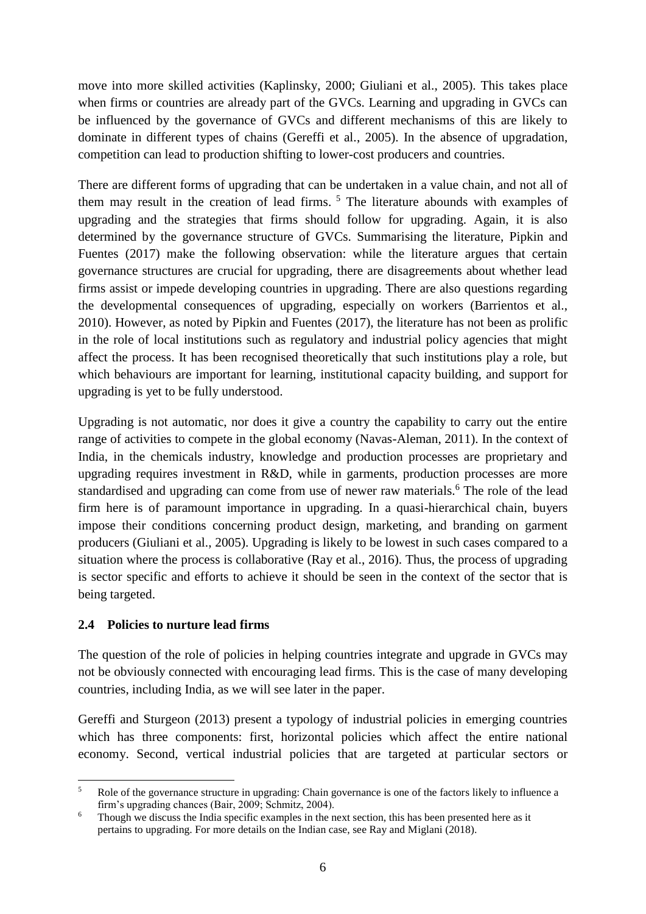move into more skilled activities (Kaplinsky, 2000; Giuliani et al., 2005). This takes place when firms or countries are already part of the GVCs. Learning and upgrading in GVCs can be influenced by the governance of GVCs and different mechanisms of this are likely to dominate in different types of chains (Gereffi et al., 2005). In the absence of upgradation, competition can lead to production shifting to lower-cost producers and countries.

There are different forms of upgrading that can be undertaken in a value chain, and not all of them may result in the creation of lead firms. [5] The literature abounds with examples of upgrading and the strategies that firms should follow for upgrading. Again, it is also determined by the governance structure of GVCs. Summarising the literature, Pipkin and Fuentes (2017) make the following observation: while the literature argues that certain governance structures are crucial for upgrading, there are disagreements about whether lead firms assist or impede developing countries in upgrading. There are also questions regarding the developmental consequences of upgrading, especially on workers (Barrientos et al., 2010). However, as noted by Pipkin and Fuentes (2017), the literature has not been as prolific in the role of local institutions such as regulatory and industrial policy agencies that might affect the process. It has been recognised theoretically that such institutions play a role, but which behaviours are important for learning, institutional capacity building, and support for upgrading is yet to be fully understood.

Upgrading is not automatic, nor does it give a country the capability to carry out the entire range of activities to compete in the global economy (Navas-Aleman, 2011). In the context of India, in the chemicals industry, knowledge and production processes are proprietary and upgrading requires investment in R&D, while in garments, production processes are more standardised and upgrading can come from use of newer raw materials.[6] The role of the lead firm here is of paramount importance in upgrading. In a quasi-hierarchical chain, buyers impose their conditions concerning product design, marketing, and branding on garment producers (Giuliani et al., 2005). Upgrading is likely to be lowest in such cases compared to a situation where the process is collaborative (Ray et al., 2016). Thus, the process of upgrading is sector specific and efforts to achieve it should be seen in the context of the sector that is being targeted.

### 2.4 Policies to nurture lead firms

The question of the role of policies in helping countries integrate and upgrade in GVCs may not be obviously connected with encouraging lead firms. This is the case of many developing countries, including India, as we will see later in the paper.

Gereffi and Sturgeon (2013) present a typology of industrial policies in emerging countries which has three components: first, horizontal policies which affect the entire national economy. Second, vertical industrial policies that are targeted at particular sectors or

---

[5] Role of the governance structure in upgrading: Chain governance is one of the factors likely to influence a firm's upgrading chances (Bair, 2009; Schmitz, 2004).

[6] Though we discuss the India specific examples in the next section, this has been presented here as it pertains to upgrading. For more details on the Indian case, see Ray and Miglani (2018).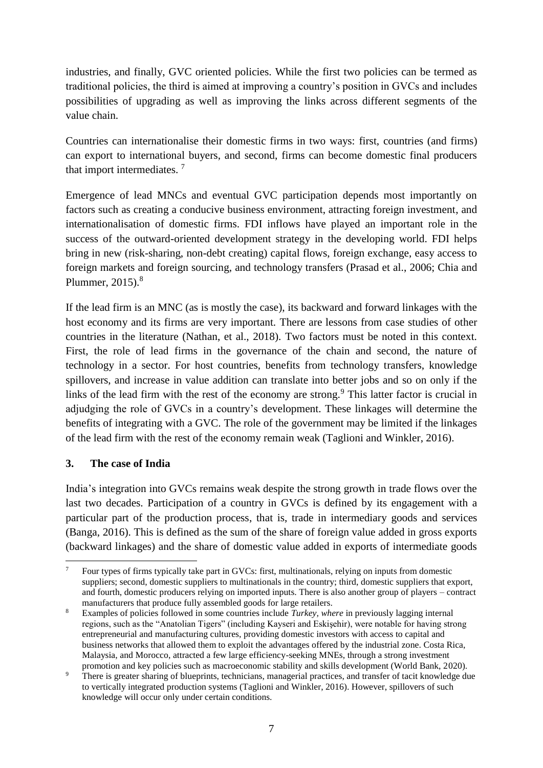industries, and finally, GVC oriented policies. While the first two policies can be termed as traditional policies, the third is aimed at improving a country's position in GVCs and includes possibilities of upgrading as well as improving the links across different segments of the value chain.

Countries can internationalise their domestic firms in two ways: first, countries (and firms) can export to international buyers, and second, firms can become domestic final producers that import intermediates. [7]

Emergence of lead MNCs and eventual GVC participation depends most importantly on factors such as creating a conducive business environment, attracting foreign investment, and internationalisation of domestic firms. FDI inflows have played an important role in the success of the outward-oriented development strategy in the developing world. FDI helps bring in new (risk-sharing, non-debt creating) capital flows, foreign exchange, easy access to foreign markets and foreign sourcing, and technology transfers (Prasad et al., 2006; Chia and Plummer, 2015).[8]

If the lead firm is an MNC (as is mostly the case), its backward and forward linkages with the host economy and its firms are very important. There are lessons from case studies of other countries in the literature (Nathan, et al., 2018). Two factors must be noted in this context. First, the role of lead firms in the governance of the chain and second, the nature of technology in a sector. For host countries, benefits from technology transfers, knowledge spillovers, and increase in value addition can translate into better jobs and so on only if the links of the lead firm with the rest of the economy are strong.[9] This latter factor is crucial in adjudging the role of GVCs in a country's development. These linkages will determine the benefits of integrating with a GVC. The role of the government may be limited if the linkages of the lead firm with the rest of the economy remain weak (Taglioni and Winkler, 2016).

## 3. The case of India

India's integration into GVCs remains weak despite the strong growth in trade flows over the last two decades. Participation of a country in GVCs is defined by its engagement with a particular part of the production process, that is, trade in intermediary goods and services (Banga, 2016). This is defined as the sum of the share of foreign value added in gross exports (backward linkages) and the share of domestic value added in exports of intermediate goods

---

[7] Four types of firms typically take part in GVCs: first, multinationals, relying on inputs from domestic suppliers; second, domestic suppliers to multinationals in the country; third, domestic suppliers that export, and fourth, domestic producers relying on imported inputs. There is also another group of players – contract manufacturers that produce fully assembled goods for large retailers.

[8] Examples of policies followed in some countries include *Turkey, where* in previously lagging internal regions, such as the "Anatolian Tigers" (including Kayseri and Eskişehir), were notable for having strong entrepreneurial and manufacturing cultures, providing domestic investors with access to capital and business networks that allowed them to exploit the advantages offered by the industrial zone. Costa Rica, Malaysia, and Morocco, attracted a few large efficiency-seeking MNEs, through a strong investment promotion and key policies such as macroeconomic stability and skills development (World Bank, 2020).

[9] There is greater sharing of blueprints, technicians, managerial practices, and transfer of tacit knowledge due to vertically integrated production systems (Taglioni and Winkler, 2016). However, spillovers of such knowledge will occur only under certain conditions.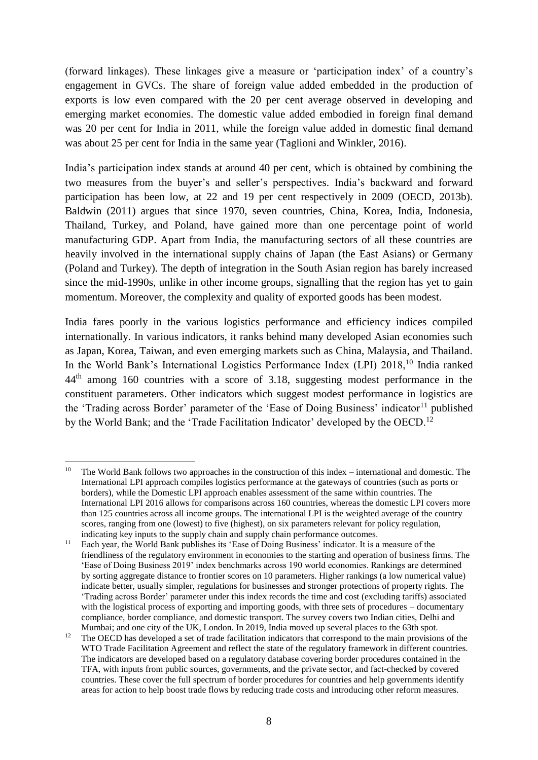(forward linkages). These linkages give a measure or 'participation index' of a country's engagement in GVCs. The share of foreign value added embedded in the production of exports is low even compared with the 20 per cent average observed in developing and emerging market economies. The domestic value added embodied in foreign final demand was 20 per cent for India in 2011, while the foreign value added in domestic final demand was about 25 per cent for India in the same year (Taglioni and Winkler, 2016).

India's participation index stands at around 40 per cent, which is obtained by combining the two measures from the buyer's and seller's perspectives. India's backward and forward participation has been low, at 22 and 19 per cent respectively in 2009 (OECD, 2013b). Baldwin (2011) argues that since 1970, seven countries, China, Korea, India, Indonesia, Thailand, Turkey, and Poland, have gained more than one percentage point of world manufacturing GDP. Apart from India, the manufacturing sectors of all these countries are heavily involved in the international supply chains of Japan (the East Asians) or Germany (Poland and Turkey). The depth of integration in the South Asian region has barely increased since the mid-1990s, unlike in other income groups, signalling that the region has yet to gain momentum. Moreover, the complexity and quality of exported goods has been modest.

India fares poorly in the various logistics performance and efficiency indices compiled internationally. In various indicators, it ranks behind many developed Asian economies such as Japan, Korea, Taiwan, and even emerging markets such as China, Malaysia, and Thailand. In the World Bank's International Logistics Performance Index (LPI) 2018,[10] India ranked 44th among 160 countries with a score of 3.18, suggesting modest performance in the constituent parameters. Other indicators which suggest modest performance in logistics are the 'Trading across Border' parameter of the 'Ease of Doing Business' indicator[11] published by the World Bank; and the 'Trade Facilitation Indicator' developed by the OECD.[12]

---

[10] The World Bank follows two approaches in the construction of this index – international and domestic. The International LPI approach compiles logistics performance at the gateways of countries (such as ports or borders), while the Domestic LPI approach enables assessment of the same within countries. The International LPI 2016 allows for comparisons across 160 countries, whereas the domestic LPI covers more than 125 countries across all income groups. The international LPI is the weighted average of the country scores, ranging from one (lowest) to five (highest), on six parameters relevant for policy regulation, indicating key inputs to the supply chain and supply chain performance outcomes.

[11] Each year, the World Bank publishes its 'Ease of Doing Business' indicator. It is a measure of the friendliness of the regulatory environment in economies to the starting and operation of business firms. The 'Ease of Doing Business 2019' index benchmarks across 190 world economies. Rankings are determined by sorting aggregate distance to frontier scores on 10 parameters. Higher rankings (a low numerical value) indicate better, usually simpler, regulations for businesses and stronger protections of property rights. The 'Trading across Border' parameter under this index records the time and cost (excluding tariffs) associated with the logistical process of exporting and importing goods, with three sets of procedures – documentary compliance, border compliance, and domestic transport. The survey covers two Indian cities, Delhi and Mumbai; and one city of the UK, London. In 2019, India moved up several places to the 63th spot.

[12] The OECD has developed a set of trade facilitation indicators that correspond to the main provisions of the WTO Trade Facilitation Agreement and reflect the state of the regulatory framework in different countries. The indicators are developed based on a regulatory database covering border procedures contained in the TFA, with inputs from public sources, governments, and the private sector, and fact-checked by covered countries. These cover the full spectrum of border procedures for countries and help governments identify areas for action to help boost trade flows by reducing trade costs and introducing other reform measures.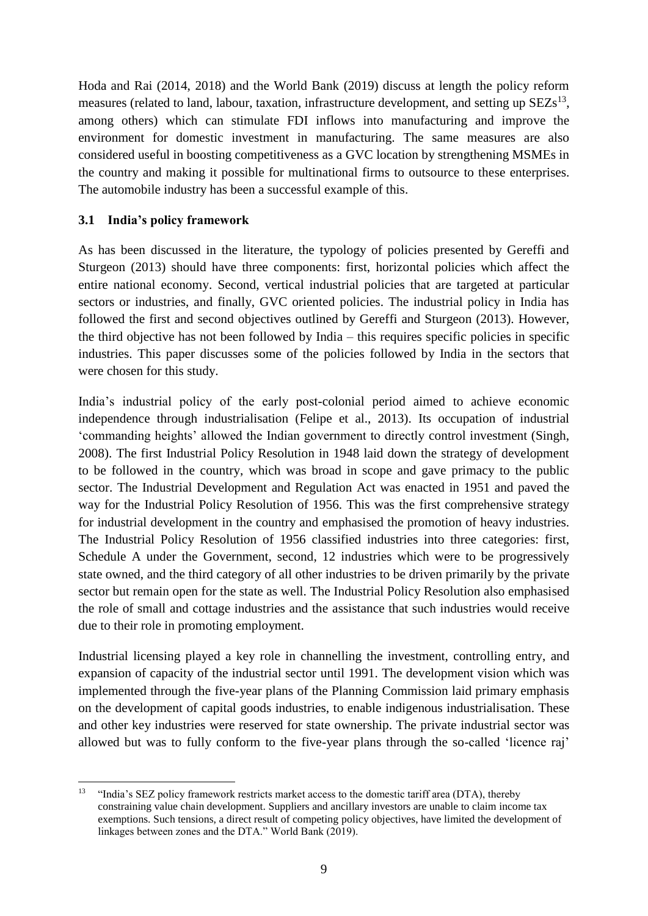Hoda and Rai (2014, 2018) and the World Bank (2019) discuss at length the policy reform measures (related to land, labour, taxation, infrastructure development, and setting up SEZs[13], among others) which can stimulate FDI inflows into manufacturing and improve the environment for domestic investment in manufacturing. The same measures are also considered useful in boosting competitiveness as a GVC location by strengthening MSMEs in the country and making it possible for multinational firms to outsource to these enterprises. The automobile industry has been a successful example of this.

### 3.1 India's policy framework

As has been discussed in the literature, the typology of policies presented by Gereffi and Sturgeon (2013) should have three components: first, horizontal policies which affect the entire national economy. Second, vertical industrial policies that are targeted at particular sectors or industries, and finally, GVC oriented policies. The industrial policy in India has followed the first and second objectives outlined by Gereffi and Sturgeon (2013). However, the third objective has not been followed by India – this requires specific policies in specific industries. This paper discusses some of the policies followed by India in the sectors that were chosen for this study.

India's industrial policy of the early post-colonial period aimed to achieve economic independence through industrialisation (Felipe et al., 2013). Its occupation of industrial 'commanding heights' allowed the Indian government to directly control investment (Singh, 2008). The first Industrial Policy Resolution in 1948 laid down the strategy of development to be followed in the country, which was broad in scope and gave primacy to the public sector. The Industrial Development and Regulation Act was enacted in 1951 and paved the way for the Industrial Policy Resolution of 1956. This was the first comprehensive strategy for industrial development in the country and emphasised the promotion of heavy industries. The Industrial Policy Resolution of 1956 classified industries into three categories: first, Schedule A under the Government, second, 12 industries which were to be progressively state owned, and the third category of all other industries to be driven primarily by the private sector but remain open for the state as well. The Industrial Policy Resolution also emphasised the role of small and cottage industries and the assistance that such industries would receive due to their role in promoting employment.

Industrial licensing played a key role in channelling the investment, controlling entry, and expansion of capacity of the industrial sector until 1991. The development vision which was implemented through the five-year plans of the Planning Commission laid primary emphasis on the development of capital goods industries, to enable indigenous industrialisation. These and other key industries were reserved for state ownership. The private industrial sector was allowed but was to fully conform to the five-year plans through the so-called 'licence raj'

[13] "India's SEZ policy framework restricts market access to the domestic tariff area (DTA), thereby constraining value chain development. Suppliers and ancillary investors are unable to claim income tax exemptions. Such tensions, a direct result of competing policy objectives, have limited the development of linkages between zones and the DTA." World Bank (2019).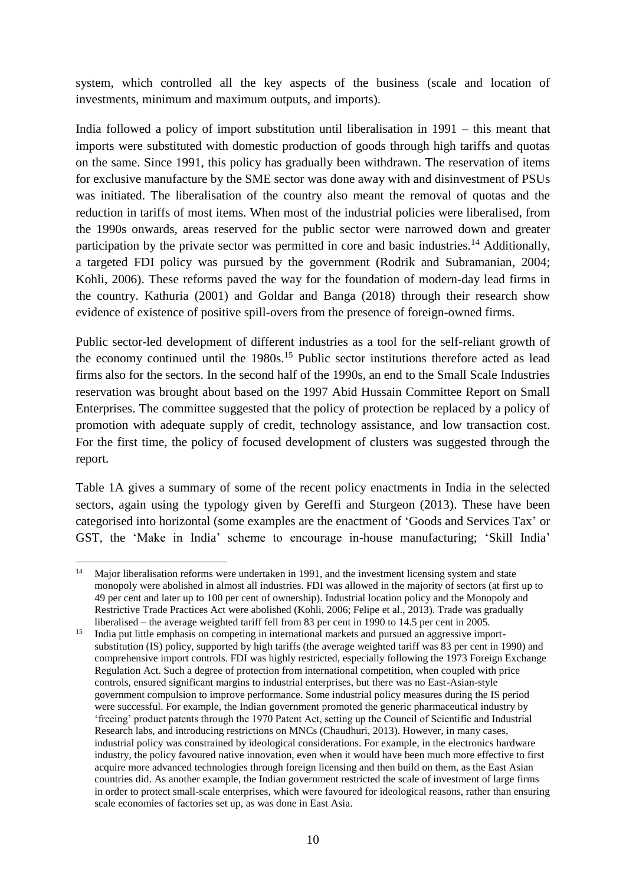system, which controlled all the key aspects of the business (scale and location of investments, minimum and maximum outputs, and imports).

India followed a policy of import substitution until liberalisation in 1991 – this meant that imports were substituted with domestic production of goods through high tariffs and quotas on the same. Since 1991, this policy has gradually been withdrawn. The reservation of items for exclusive manufacture by the SME sector was done away with and disinvestment of PSUs was initiated. The liberalisation of the country also meant the removal of quotas and the reduction in tariffs of most items. When most of the industrial policies were liberalised, from the 1990s onwards, areas reserved for the public sector were narrowed down and greater participation by the private sector was permitted in core and basic industries.[14] Additionally, a targeted FDI policy was pursued by the government (Rodrik and Subramanian, 2004; Kohli, 2006). These reforms paved the way for the foundation of modern-day lead firms in the country. Kathuria (2001) and Goldar and Banga (2018) through their research show evidence of existence of positive spill-overs from the presence of foreign-owned firms.

Public sector-led development of different industries as a tool for the self-reliant growth of the economy continued until the 1980s.[15] Public sector institutions therefore acted as lead firms also for the sectors. In the second half of the 1990s, an end to the Small Scale Industries reservation was brought about based on the 1997 Abid Hussain Committee Report on Small Enterprises. The committee suggested that the policy of protection be replaced by a policy of promotion with adequate supply of credit, technology assistance, and low transaction cost. For the first time, the policy of focused development of clusters was suggested through the report.

Table 1A gives a summary of some of the recent policy enactments in India in the selected sectors, again using the typology given by Gereffi and Sturgeon (2013). These have been categorised into horizontal (some examples are the enactment of 'Goods and Services Tax' or GST, the 'Make in India' scheme to encourage in-house manufacturing; 'Skill India'

---

[14] Major liberalisation reforms were undertaken in 1991, and the investment licensing system and state monopoly were abolished in almost all industries. FDI was allowed in the majority of sectors (at first up to 49 per cent and later up to 100 per cent of ownership). Industrial location policy and the Monopoly and Restrictive Trade Practices Act were abolished (Kohli, 2006; Felipe et al., 2013). Trade was gradually liberalised – the average weighted tariff fell from 83 per cent in 1990 to 14.5 per cent in 2005.

[15] India put little emphasis on competing in international markets and pursued an aggressive import-substitution (IS) policy, supported by high tariffs (the average weighted tariff was 83 per cent in 1990) and comprehensive import controls. FDI was highly restricted, especially following the 1973 Foreign Exchange Regulation Act. Such a degree of protection from international competition, when coupled with price controls, ensured significant margins to industrial enterprises, but there was no East-Asian-style government compulsion to improve performance. Some industrial policy measures during the IS period were successful. For example, the Indian government promoted the generic pharmaceutical industry by 'freeing' product patents through the 1970 Patent Act, setting up the Council of Scientific and Industrial Research labs, and introducing restrictions on MNCs (Chaudhuri, 2013). However, in many cases, industrial policy was constrained by ideological considerations. For example, in the electronics hardware industry, the policy favoured native innovation, even when it would have been much more effective to first acquire more advanced technologies through foreign licensing and then build on them, as the East Asian countries did. As another example, the Indian government restricted the scale of investment of large firms in order to protect small-scale enterprises, which were favoured for ideological reasons, rather than ensuring scale economies of factories set up, as was done in East Asia.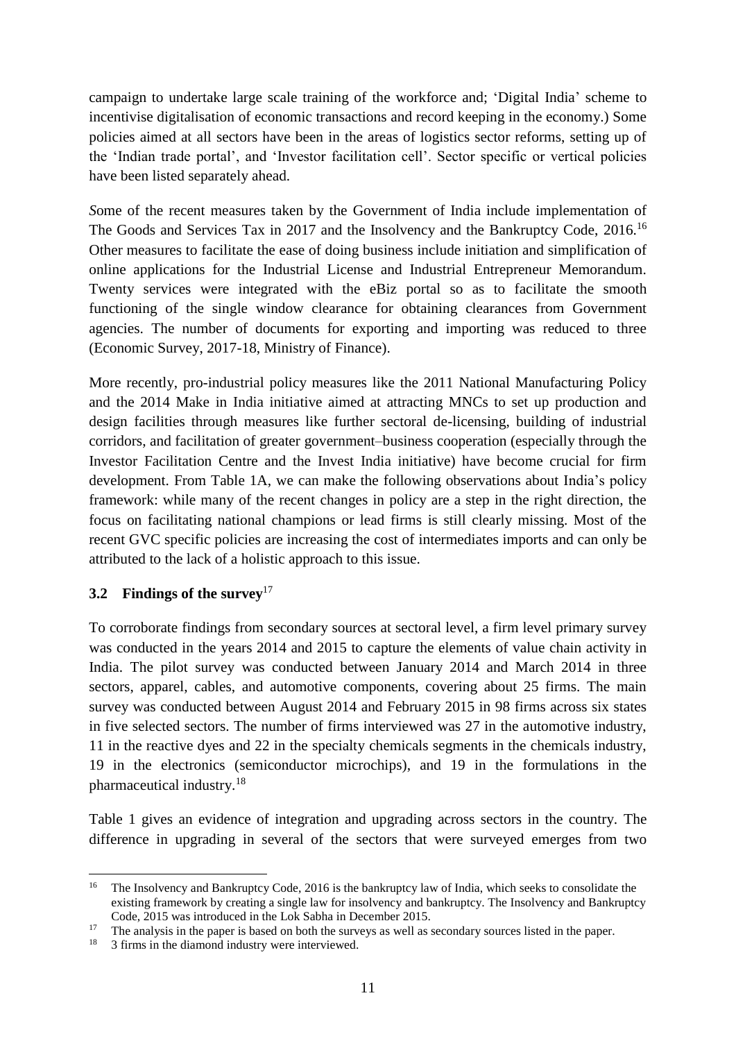campaign to undertake large scale training of the workforce and; 'Digital India' scheme to incentivise digitalisation of economic transactions and record keeping in the economy.) Some policies aimed at all sectors have been in the areas of logistics sector reforms, setting up of the 'Indian trade portal', and 'Investor facilitation cell'. Sector specific or vertical policies have been listed separately ahead.

*S*ome of the recent measures taken by the Government of India include implementation of The Goods and Services Tax in 2017 and the Insolvency and the Bankruptcy Code, 2016.[16] Other measures to facilitate the ease of doing business include initiation and simplification of online applications for the Industrial License and Industrial Entrepreneur Memorandum. Twenty services were integrated with the eBiz portal so as to facilitate the smooth functioning of the single window clearance for obtaining clearances from Government agencies. The number of documents for exporting and importing was reduced to three (Economic Survey, 2017-18, Ministry of Finance).

More recently, pro-industrial policy measures like the 2011 National Manufacturing Policy and the 2014 Make in India initiative aimed at attracting MNCs to set up production and design facilities through measures like further sectoral de-licensing, building of industrial corridors, and facilitation of greater government–business cooperation (especially through the Investor Facilitation Centre and the Invest India initiative) have become crucial for firm development. From Table 1A, we can make the following observations about India's policy framework: while many of the recent changes in policy are a step in the right direction, the focus on facilitating national champions or lead firms is still clearly missing. Most of the recent GVC specific policies are increasing the cost of intermediates imports and can only be attributed to the lack of a holistic approach to this issue.

### 3.2 Findings of the survey[17]

To corroborate findings from secondary sources at sectoral level, a firm level primary survey was conducted in the years 2014 and 2015 to capture the elements of value chain activity in India. The pilot survey was conducted between January 2014 and March 2014 in three sectors, apparel, cables, and automotive components, covering about 25 firms. The main survey was conducted between August 2014 and February 2015 in 98 firms across six states in five selected sectors. The number of firms interviewed was 27 in the automotive industry, 11 in the reactive dyes and 22 in the specialty chemicals segments in the chemicals industry, 19 in the electronics (semiconductor microchips), and 19 in the formulations in the pharmaceutical industry.[18]

Table 1 gives an evidence of integration and upgrading across sectors in the country. The difference in upgrading in several of the sectors that were surveyed emerges from two

---

[16] The Insolvency and Bankruptcy Code, 2016 is the bankruptcy law of India, which seeks to consolidate the existing framework by creating a single law for insolvency and bankruptcy. The Insolvency and Bankruptcy Code, 2015 was introduced in the Lok Sabha in December 2015.

[17] The analysis in the paper is based on both the surveys as well as secondary sources listed in the paper.

[18] 3 firms in the diamond industry were interviewed.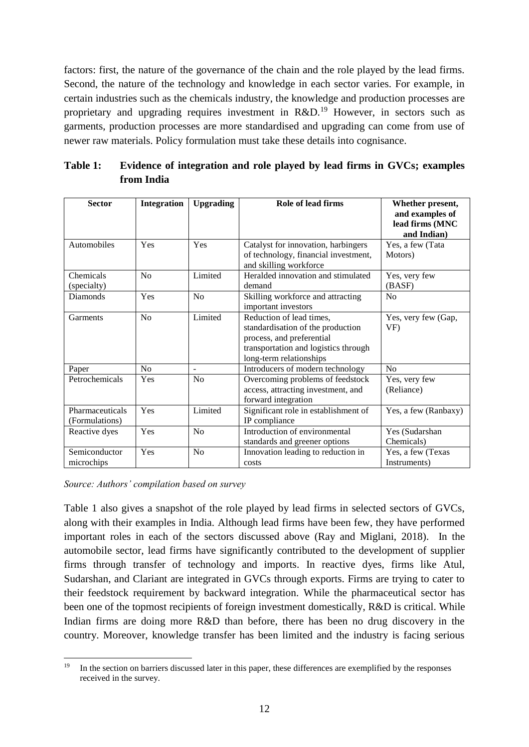factors: first, the nature of the governance of the chain and the role played by the lead firms. Second, the nature of the technology and knowledge in each sector varies. For example, in certain industries such as the chemicals industry, the knowledge and production processes are proprietary and upgrading requires investment in R&D.[19] However, in sectors such as garments, production processes are more standardised and upgrading can come from use of newer raw materials. Policy formulation must take these details into cognisance.

**Table 1: Evidence of integration and role played by lead firms in GVCs; examples from India**

| Sector | Integration | Upgrading | Role of lead firms | Whether present, and examples of lead firms (MNC and Indian) |
|---|---|---|---|---|
| Automobiles | Yes | Yes | Catalyst for innovation, harbingers of technology, financial investment, and skilling workforce | Yes, a few (Tata Motors) |
| Chemicals (specialty) | No | Limited | Heralded innovation and stimulated demand | Yes, very few (BASF) |
| Diamonds | Yes | No | Skilling workforce and attracting important investors | No |
| Garments | No | Limited | Reduction of lead times, standardisation of the production process, and preferential transportation and logistics through long-term relationships | Yes, very few (Gap, VF) |
| Paper | No | - | Introducers of modern technology | No |
| Petrochemicals | Yes | No | Overcoming problems of feedstock access, attracting investment, and forward integration | Yes, very few (Reliance) |
| Pharmaceuticals (Formulations) | Yes | Limited | Significant role in establishment of IP compliance | Yes, a few (Ranbaxy) |
| Reactive dyes | Yes | No | Introduction of environmental standards and greener options | Yes (Sudarshan Chemicals) |
| Semiconductor microchips | Yes | No | Innovation leading to reduction in costs | Yes, a few (Texas Instruments) |

*Source: Authors' compilation based on survey*

Table 1 also gives a snapshot of the role played by lead firms in selected sectors of GVCs, along with their examples in India. Although lead firms have been few, they have performed important roles in each of the sectors discussed above (Ray and Miglani, 2018). In the automobile sector, lead firms have significantly contributed to the development of supplier firms through transfer of technology and imports. In reactive dyes, firms like Atul, Sudarshan, and Clariant are integrated in GVCs through exports. Firms are trying to cater to their feedstock requirement by backward integration. While the pharmaceutical sector has been one of the topmost recipients of foreign investment domestically, R&D is critical. While Indian firms are doing more R&D than before, there has been no drug discovery in the country. Moreover, knowledge transfer has been limited and the industry is facing serious

---

[19] In the section on barriers discussed later in this paper, these differences are exemplified by the responses received in the survey.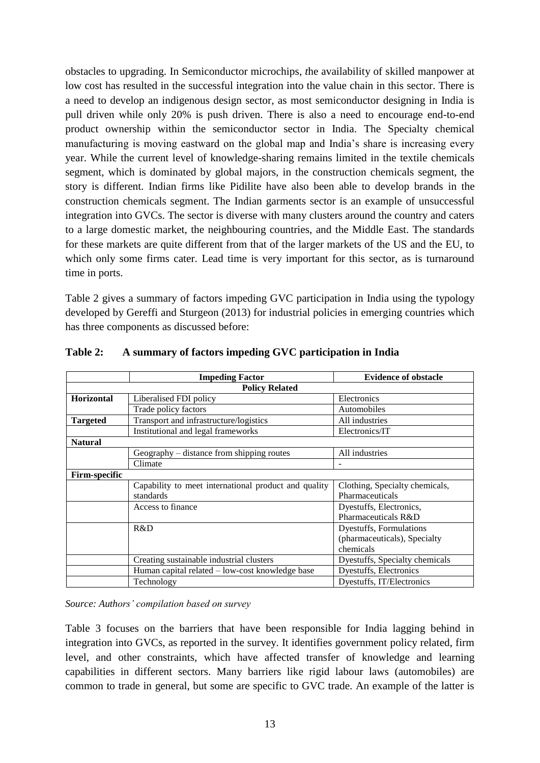obstacles to upgrading. In Semiconductor microchips, *t*he availability of skilled manpower at low cost has resulted in the successful integration into the value chain in this sector. There is a need to develop an indigenous design sector, as most semiconductor designing in India is pull driven while only 20% is push driven. There is also a need to encourage end-to-end product ownership within the semiconductor sector in India. The Specialty chemical manufacturing is moving eastward on the global map and India's share is increasing every year. While the current level of knowledge-sharing remains limited in the textile chemicals segment, which is dominated by global majors, in the construction chemicals segment, the story is different. Indian firms like Pidilite have also been able to develop brands in the construction chemicals segment. The Indian garments sector is an example of unsuccessful integration into GVCs. The sector is diverse with many clusters around the country and caters to a large domestic market, the neighbouring countries, and the Middle East. The standards for these markets are quite different from that of the larger markets of the US and the EU, to which only some firms cater. Lead time is very important for this sector, as is turnaround time in ports.

Table 2 gives a summary of factors impeding GVC participation in India using the typology developed by Gereffi and Sturgeon (2013) for industrial policies in emerging countries which has three components as discussed before:

**Table 2: A summary of factors impeding GVC participation in India**

| | **Impeding Factor** | **Evidence of obstacle** |
|---|---|---|
| | **Policy Related** | |
| **Horizontal** | Liberalised FDI policy | Electronics |
| | Trade policy factors | Automobiles |
| **Targeted** | Transport and infrastructure/logistics | All industries |
| | Institutional and legal frameworks | Electronics/IT |
| **Natural** | | |
| | Geography – distance from shipping routes | All industries |
| | Climate | - |
| **Firm-specific** | | |
| | Capability to meet international product and quality standards | Clothing, Specialty chemicals, Pharmaceuticals |
| | Access to finance | Dyestuffs, Electronics, Pharmaceuticals R&D |
| | R&D | Dyestuffs, Formulations (pharmaceuticals), Specialty chemicals |
| | Creating sustainable industrial clusters | Dyestuffs, Specialty chemicals |
| | Human capital related – low-cost knowledge base | Dyestuffs, Electronics |
| | Technology | Dyestuffs, IT/Electronics |

*Source: Authors' compilation based on survey*

Table 3 focuses on the barriers that have been responsible for India lagging behind in integration into GVCs, as reported in the survey. It identifies government policy related, firm level, and other constraints, which have affected transfer of knowledge and learning capabilities in different sectors. Many barriers like rigid labour laws (automobiles) are common to trade in general, but some are specific to GVC trade. An example of the latter is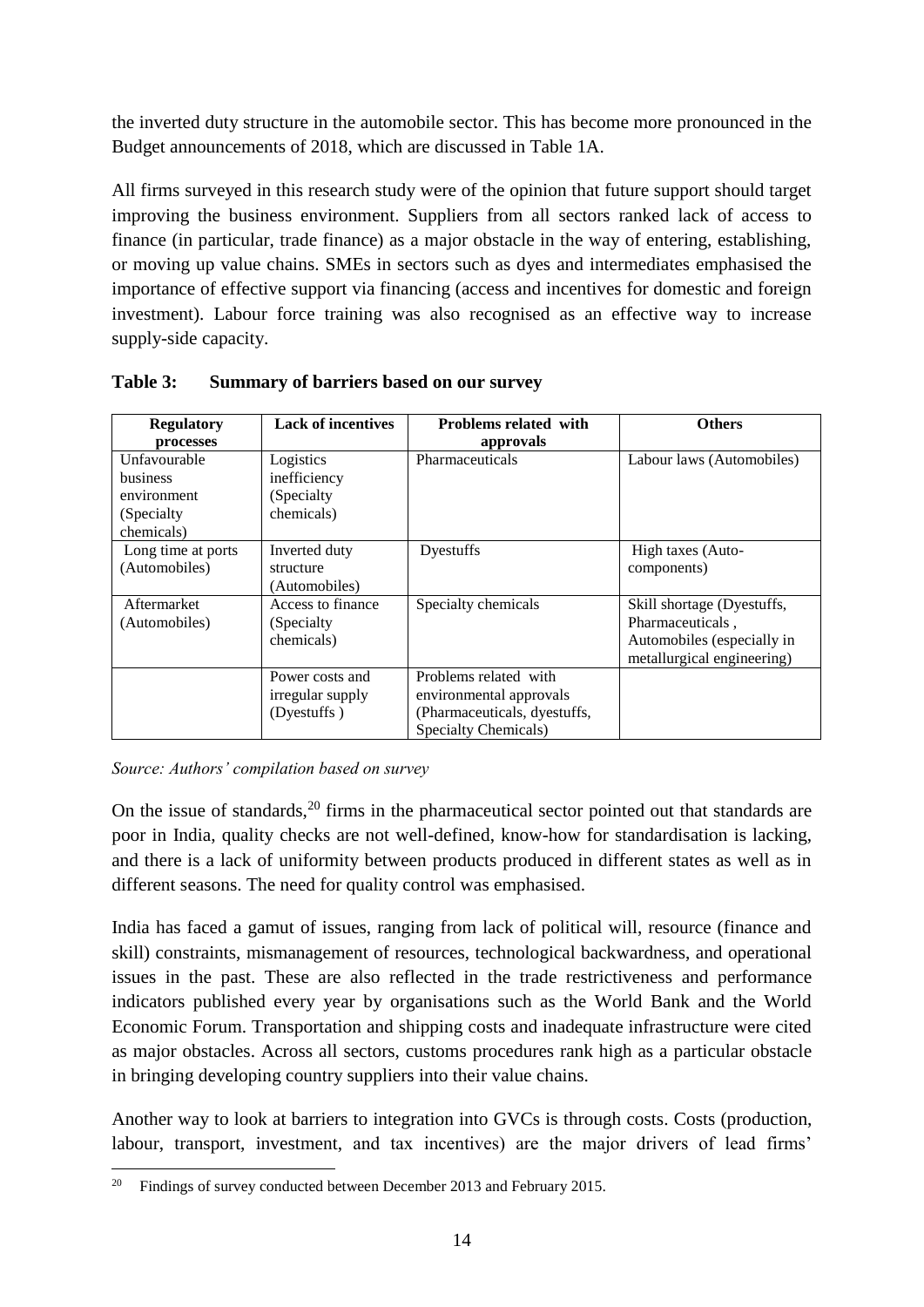the inverted duty structure in the automobile sector. This has become more pronounced in the Budget announcements of 2018, which are discussed in Table 1A.

All firms surveyed in this research study were of the opinion that future support should target improving the business environment. Suppliers from all sectors ranked lack of access to finance (in particular, trade finance) as a major obstacle in the way of entering, establishing, or moving up value chains. SMEs in sectors such as dyes and intermediates emphasised the importance of effective support via financing (access and incentives for domestic and foreign investment). Labour force training was also recognised as an effective way to increase supply-side capacity.

**Table 3: Summary of barriers based on our survey**

| Regulatory processes | Lack of incentives | Problems related with approvals | Others |
|---|---|---|---|
| Unfavourable business environment (Specialty chemicals) | Logistics inefficiency (Specialty chemicals) | Pharmaceuticals | Labour laws (Automobiles) |
| Long time at ports (Automobiles) | Inverted duty structure (Automobiles) | Dyestuffs | High taxes (Auto-components) |
| Aftermarket (Automobiles) | Access to finance (Specialty chemicals) | Specialty chemicals | Skill shortage (Dyestuffs, Pharmaceuticals , Automobiles (especially in metallurgical engineering) |
| | Power costs and irregular supply (Dyestuffs ) | Problems related with environmental approvals (Pharmaceuticals, dyestuffs, Specialty Chemicals) | |

*Source: Authors' compilation based on survey*

On the issue of standards,[20] firms in the pharmaceutical sector pointed out that standards are poor in India, quality checks are not well-defined, know-how for standardisation is lacking, and there is a lack of uniformity between products produced in different states as well as in different seasons. The need for quality control was emphasised.

India has faced a gamut of issues, ranging from lack of political will, resource (finance and skill) constraints, mismanagement of resources, technological backwardness, and operational issues in the past. These are also reflected in the trade restrictiveness and performance indicators published every year by organisations such as the World Bank and the World Economic Forum. Transportation and shipping costs and inadequate infrastructure were cited as major obstacles. Across all sectors, customs procedures rank high as a particular obstacle in bringing developing country suppliers into their value chains.

Another way to look at barriers to integration into GVCs is through costs. Costs (production, labour, transport, investment, and tax incentives) are the major drivers of lead firms'

[20] Findings of survey conducted between December 2013 and February 2015.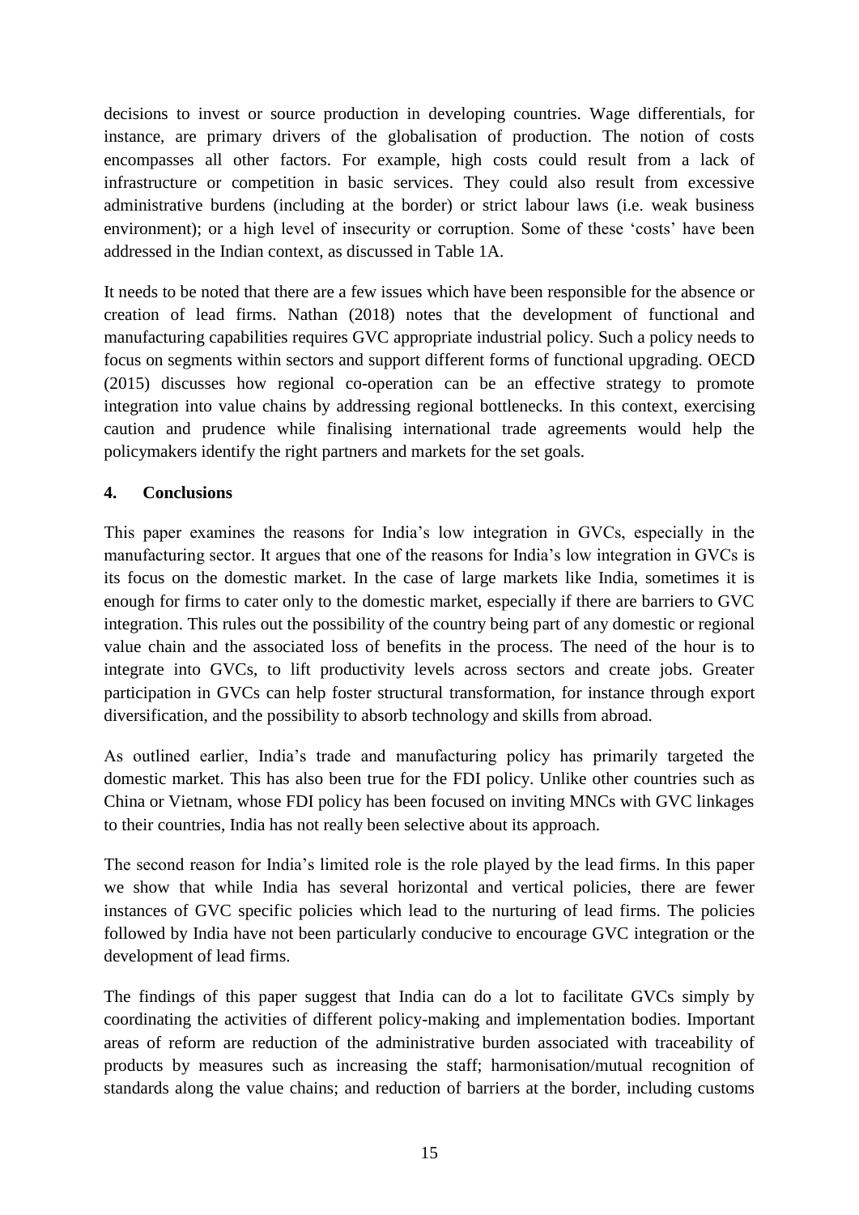decisions to invest or source production in developing countries. Wage differentials, for instance, are primary drivers of the globalisation of production. The notion of costs encompasses all other factors. For example, high costs could result from a lack of infrastructure or competition in basic services. They could also result from excessive administrative burdens (including at the border) or strict labour laws (i.e. weak business environment); or a high level of insecurity or corruption. Some of these 'costs' have been addressed in the Indian context, as discussed in Table 1A.

It needs to be noted that there are a few issues which have been responsible for the absence or creation of lead firms. Nathan (2018) notes that the development of functional and manufacturing capabilities requires GVC appropriate industrial policy. Such a policy needs to focus on segments within sectors and support different forms of functional upgrading. OECD (2015) discusses how regional co-operation can be an effective strategy to promote integration into value chains by addressing regional bottlenecks. In this context, exercising caution and prudence while finalising international trade agreements would help the policymakers identify the right partners and markets for the set goals.

## 4. Conclusions

This paper examines the reasons for India's low integration in GVCs, especially in the manufacturing sector. It argues that one of the reasons for India's low integration in GVCs is its focus on the domestic market. In the case of large markets like India, sometimes it is enough for firms to cater only to the domestic market, especially if there are barriers to GVC integration. This rules out the possibility of the country being part of any domestic or regional value chain and the associated loss of benefits in the process. The need of the hour is to integrate into GVCs, to lift productivity levels across sectors and create jobs. Greater participation in GVCs can help foster structural transformation, for instance through export diversification, and the possibility to absorb technology and skills from abroad.

As outlined earlier, India's trade and manufacturing policy has primarily targeted the domestic market. This has also been true for the FDI policy. Unlike other countries such as China or Vietnam, whose FDI policy has been focused on inviting MNCs with GVC linkages to their countries, India has not really been selective about its approach.

The second reason for India's limited role is the role played by the lead firms. In this paper we show that while India has several horizontal and vertical policies, there are fewer instances of GVC specific policies which lead to the nurturing of lead firms. The policies followed by India have not been particularly conducive to encourage GVC integration or the development of lead firms.

The findings of this paper suggest that India can do a lot to facilitate GVCs simply by coordinating the activities of different policy-making and implementation bodies. Important areas of reform are reduction of the administrative burden associated with traceability of products by measures such as increasing the staff; harmonisation/mutual recognition of standards along the value chains; and reduction of barriers at the border, including customs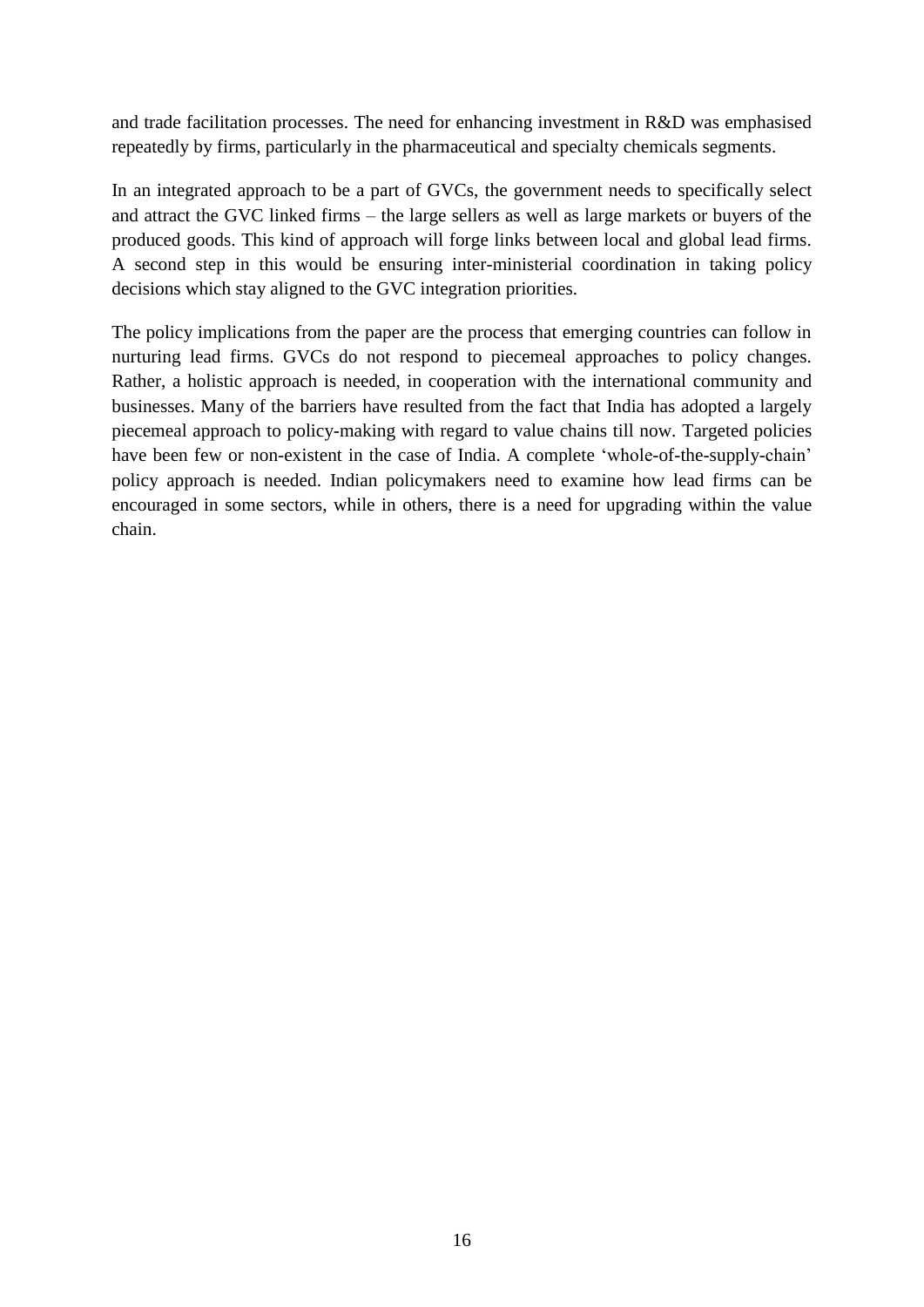and trade facilitation processes. The need for enhancing investment in R&D was emphasised repeatedly by firms, particularly in the pharmaceutical and specialty chemicals segments.

In an integrated approach to be a part of GVCs, the government needs to specifically select and attract the GVC linked firms – the large sellers as well as large markets or buyers of the produced goods. This kind of approach will forge links between local and global lead firms. A second step in this would be ensuring inter-ministerial coordination in taking policy decisions which stay aligned to the GVC integration priorities.

The policy implications from the paper are the process that emerging countries can follow in nurturing lead firms. GVCs do not respond to piecemeal approaches to policy changes. Rather, a holistic approach is needed, in cooperation with the international community and businesses. Many of the barriers have resulted from the fact that India has adopted a largely piecemeal approach to policy-making with regard to value chains till now. Targeted policies have been few or non-existent in the case of India. A complete 'whole-of-the-supply-chain' policy approach is needed. Indian policymakers need to examine how lead firms can be encouraged in some sectors, while in others, there is a need for upgrading within the value chain.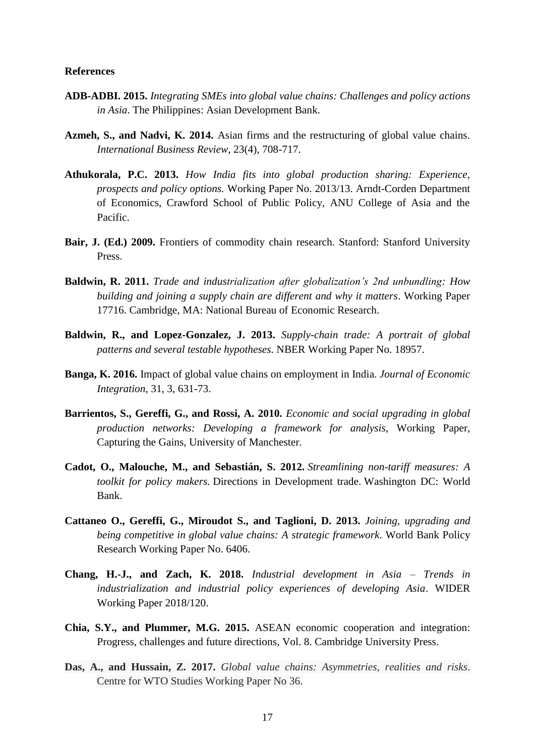**References**

**ADB-ADBI. 2015.** *Integrating SMEs into global value chains: Challenges and policy actions in Asia*. The Philippines: Asian Development Bank.

**Azmeh, S., and Nadvi, K. 2014.** Asian firms and the restructuring of global value chains. *International Business Review*, 23(4), 708-717.

**Athukorala, P.C. 2013.** *How India fits into global production sharing: Experience, prospects and policy options.* Working Paper No. 2013/13. Arndt-Corden Department of Economics, Crawford School of Public Policy, ANU College of Asia and the Pacific.

**Bair, J. (Ed.) 2009.** Frontiers of commodity chain research. Stanford: Stanford University Press.

**Baldwin, R. 2011.** *Trade and industrialization after globalization's 2nd unbundling: How building and joining a supply chain are different and why it matters*. Working Paper 17716. Cambridge, MA: National Bureau of Economic Research.

**Baldwin, R., and Lopez-Gonzalez, J. 2013.** *Supply-chain trade: A portrait of global patterns and several testable hypotheses.* NBER Working Paper No. 18957.

**Banga, K. 2016.** Impact of global value chains on employment in India. *Journal of Economic Integration*, 31, 3, 631-73.

**Barrientos, S., Gereffi, G., and Rossi, A. 2010.** *Economic and social upgrading in global production networks: Developing a framework for analysis*, Working Paper, Capturing the Gains, University of Manchester.

**Cadot, O., Malouche, M., and Sebastián, S. 2012.** *Streamlining non-tariff measures: A toolkit for policy makers*. Directions in Development trade. Washington DC: World Bank.

**Cattaneo O., Gereffi, G., Miroudot S., and Taglioni, D. 2013.** *Joining, upgrading and being competitive in global value chains: A strategic framework*. World Bank Policy Research Working Paper No. 6406.

**Chang, H.-J., and Zach, K. 2018.** *Industrial development in Asia – Trends in industrialization and industrial policy experiences of developing Asia*. WIDER Working Paper 2018/120.

**Chia, S.Y., and Plummer, M.G. 2015.** ASEAN economic cooperation and integration: Progress, challenges and future directions, Vol. 8. Cambridge University Press.

**Das, A., and Hussain, Z. 2017.** *Global value chains: Asymmetries, realities and risks*. Centre for WTO Studies Working Paper No 36.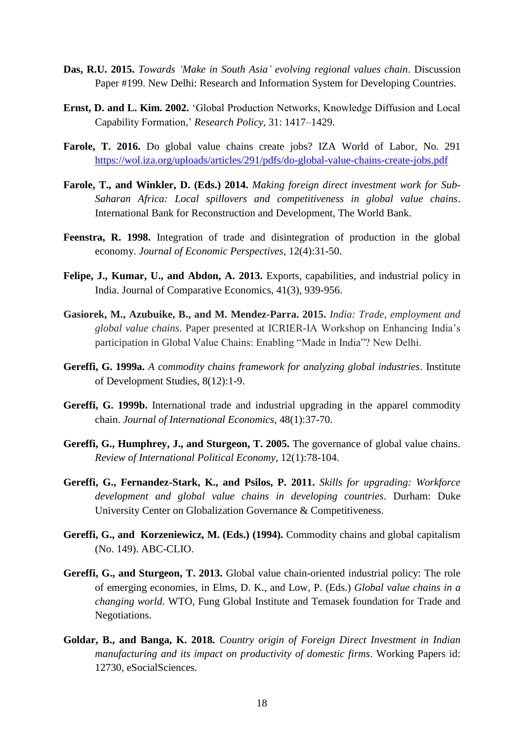**Das, R.U. 2015.** *Towards 'Make in South Asia' evolving regional values chain*. Discussion Paper #199. New Delhi: Research and Information System for Developing Countries.

**Ernst, D. and L. Kim. 2002.** 'Global Production Networks, Knowledge Diffusion and Local Capability Formation,' *Research Policy*, 31: 1417–1429.

**Farole, T. 2016.** Do global value chains create jobs? IZA World of Labor, No. 291 https://wol.iza.org/uploads/articles/291/pdfs/do-global-value-chains-create-jobs.pdf

**Farole, T., and Winkler, D. (Eds.) 2014.** *Making foreign direct investment work for Sub-Saharan Africa: Local spillovers and competitiveness in global value chains*. International Bank for Reconstruction and Development, The World Bank.

**Feenstra, R. 1998.** Integration of trade and disintegration of production in the global economy. *Journal of Economic Perspectives*, 12(4):31-50.

**Felipe, J., Kumar, U., and Abdon, A. 2013.** Exports, capabilities, and industrial policy in India. Journal of Comparative Economics, 41(3), 939-956.

**Gasiorek, M., Azubuike, B., and M. Mendez-Parra. 2015.** *India: Trade, employment and global value chains*. Paper presented at ICRIER-IA Workshop on Enhancing India's participation in Global Value Chains: Enabling "Made in India"? New Delhi.

**Gereffi, G. 1999a.** *A commodity chains framework for analyzing global industries*. Institute of Development Studies, 8(12):1-9.

**Gereffi, G. 1999b.** International trade and industrial upgrading in the apparel commodity chain. *Journal of International Economics*, 48(1):37-70.

**Gereffi, G., Humphrey, J., and Sturgeon, T. 2005.** The governance of global value chains. *Review of International Political Economy*, 12(1):78-104.

**Gereffi, G., Fernandez-Stark, K., and Psilos, P. 2011.** *Skills for upgrading: Workforce development and global value chains in developing countries*. Durham: Duke University Center on Globalization Governance & Competitiveness.

**Gereffi, G., and Korzeniewicz, M. (Eds.) (1994).** Commodity chains and global capitalism (No. 149). ABC-CLIO.

**Gereffi, G., and Sturgeon, T. 2013.** Global value chain-oriented industrial policy: The role of emerging economies, in Elms, D. K., and Low, P. (Eds.) *Global value chains in a changing world.* WTO, Fung Global Institute and Temasek foundation for Trade and Negotiations.

**Goldar, B., and Banga, K. 2018.** *Country origin of Foreign Direct Investment in Indian manufacturing and its impact on productivity of domestic firms*. Working Papers id: 12730, eSocialSciences.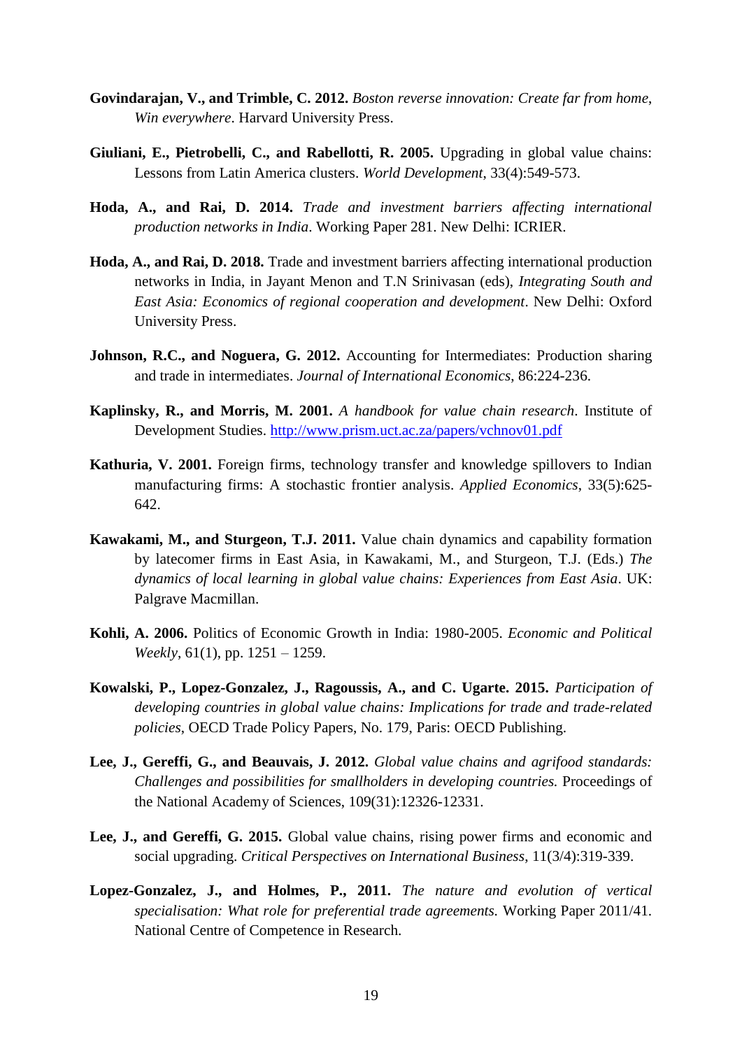**Govindarajan, V., and Trimble, C. 2012.** *Boston reverse innovation: Create far from home, Win everywhere*. Harvard University Press.

**Giuliani, E., Pietrobelli, C., and Rabellotti, R. 2005.** Upgrading in global value chains: Lessons from Latin America clusters. *World Development*, 33(4):549-573.

**Hoda, A., and Rai, D. 2014.** *Trade and investment barriers affecting international production networks in India*. Working Paper 281. New Delhi: ICRIER.

**Hoda, A., and Rai, D. 2018.** Trade and investment barriers affecting international production networks in India, in Jayant Menon and T.N Srinivasan (eds), *Integrating South and East Asia: Economics of regional cooperation and development*. New Delhi: Oxford University Press.

**Johnson, R.C., and Noguera, G. 2012.** Accounting for Intermediates: Production sharing and trade in intermediates. *Journal of International Economics*, 86:224-236.

**Kaplinsky, R., and Morris, M. 2001.** *A handbook for value chain research*. Institute of Development Studies. http://www.prism.uct.ac.za/papers/vchnov01.pdf

**Kathuria, V. 2001.** Foreign firms, technology transfer and knowledge spillovers to Indian manufacturing firms: A stochastic frontier analysis. *Applied Economics*, 33(5):625-642.

**Kawakami, M., and Sturgeon, T.J. 2011.** Value chain dynamics and capability formation by latecomer firms in East Asia, in Kawakami, M., and Sturgeon, T.J. (Eds.) *The dynamics of local learning in global value chains: Experiences from East Asia*. UK: Palgrave Macmillan.

**Kohli, A. 2006.** Politics of Economic Growth in India: 1980-2005. *Economic and Political Weekly*, 61(1), pp. 1251 – 1259.

**Kowalski, P., Lopez-Gonzalez, J., Ragoussis, A., and C. Ugarte. 2015.** *Participation of developing countries in global value chains: Implications for trade and trade-related policies*, OECD Trade Policy Papers, No. 179, Paris: OECD Publishing.

**Lee, J., Gereffi, G., and Beauvais, J. 2012.** *Global value chains and agrifood standards: Challenges and possibilities for smallholders in developing countries.* Proceedings of the National Academy of Sciences, 109(31):12326-12331.

**Lee, J., and Gereffi, G. 2015.** Global value chains, rising power firms and economic and social upgrading. *Critical Perspectives on International Business*, 11(3/4):319-339.

**Lopez-Gonzalez, J., and Holmes, P., 2011.** *The nature and evolution of vertical specialisation: What role for preferential trade agreements.* Working Paper 2011/41. National Centre of Competence in Research.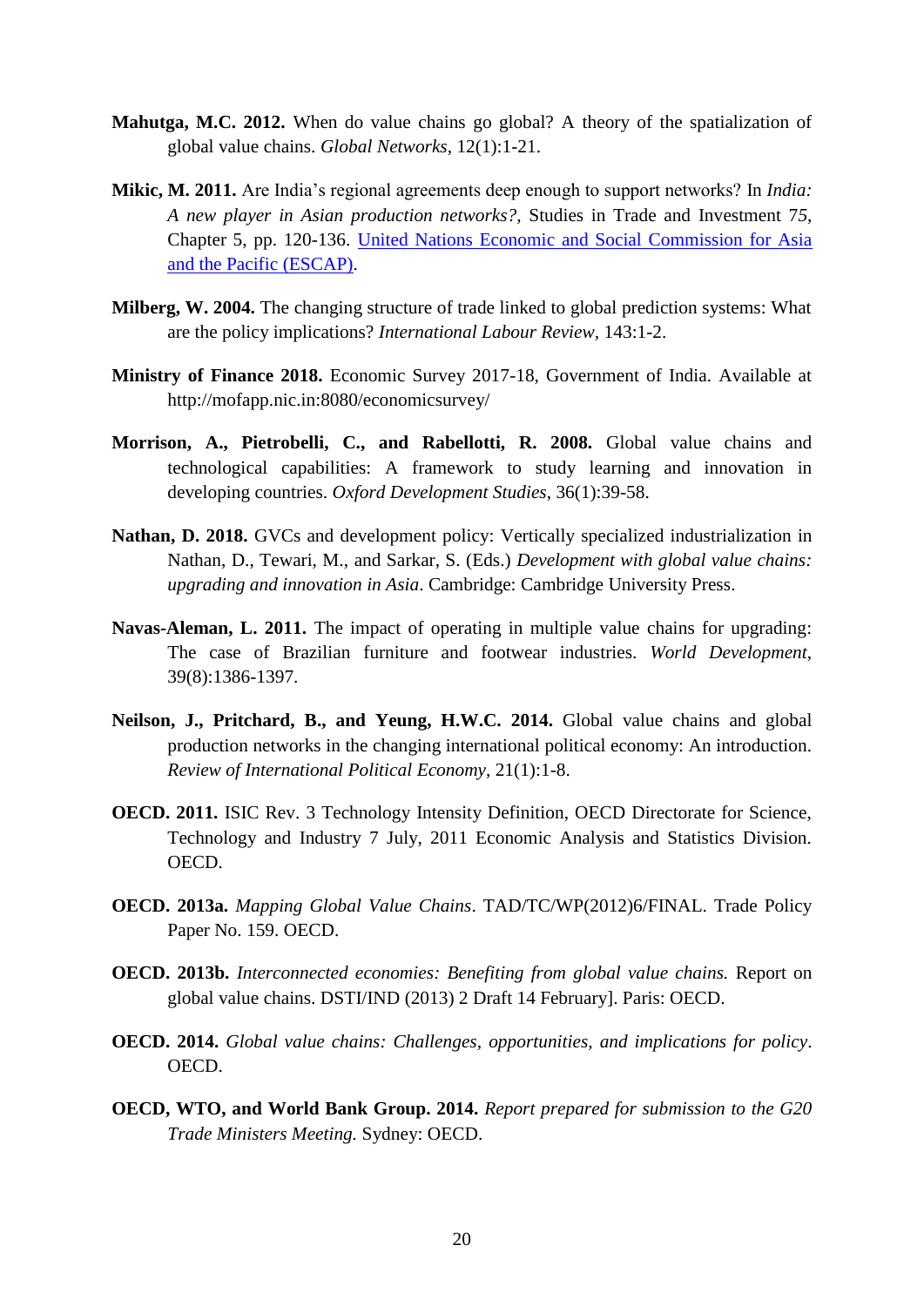**Mahutga, M.C. 2012.** When do value chains go global? A theory of the spatialization of global value chains. *Global Networks*, 12(1):1-21.

**Mikic, M. 2011.** Are India's regional agreements deep enough to support networks? In *India: A new player in Asian production networks?,* Studies in Trade and Investment 75, Chapter 5, pp. 120-136. [United Nations Economic and Social Commission for Asia and the Pacific (ESCAP)](#).

**Milberg, W. 2004.** The changing structure of trade linked to global prediction systems: What are the policy implications? *International Labour Review*, 143:1-2.

**Ministry of Finance 2018.** Economic Survey 2017-18, Government of India. Available at http://mofapp.nic.in:8080/economicsurvey/

**Morrison, A., Pietrobelli, C., and Rabellotti, R. 2008.** Global value chains and technological capabilities: A framework to study learning and innovation in developing countries. *Oxford Development Studies*, 36(1):39-58.

**Nathan, D. 2018.** GVCs and development policy: Vertically specialized industrialization in Nathan, D., Tewari, M., and Sarkar, S. (Eds.) *Development with global value chains: upgrading and innovation in Asia*. Cambridge: Cambridge University Press.

**Navas-Aleman, L. 2011.** The impact of operating in multiple value chains for upgrading: The case of Brazilian furniture and footwear industries. *World Development*, 39(8):1386-1397.

**Neilson, J., Pritchard, B., and Yeung, H.W.C. 2014.** Global value chains and global production networks in the changing international political economy: An introduction. *Review of International Political Economy*, 21(1):1-8.

**OECD. 2011.** ISIC Rev. 3 Technology Intensity Definition, OECD Directorate for Science, Technology and Industry 7 July, 2011 Economic Analysis and Statistics Division. OECD.

**OECD. 2013a.** *Mapping Global Value Chains*. TAD/TC/WP(2012)6/FINAL. Trade Policy Paper No. 159. OECD.

**OECD. 2013b.** *Interconnected economies: Benefiting from global value chains.* Report on global value chains. DSTI/IND (2013) 2 Draft 14 February]. Paris: OECD.

**OECD. 2014.** *Global value chains: Challenges, opportunities, and implications for policy*. OECD.

**OECD, WTO, and World Bank Group. 2014.** *Report prepared for submission to the G20 Trade Ministers Meeting.* Sydney: OECD.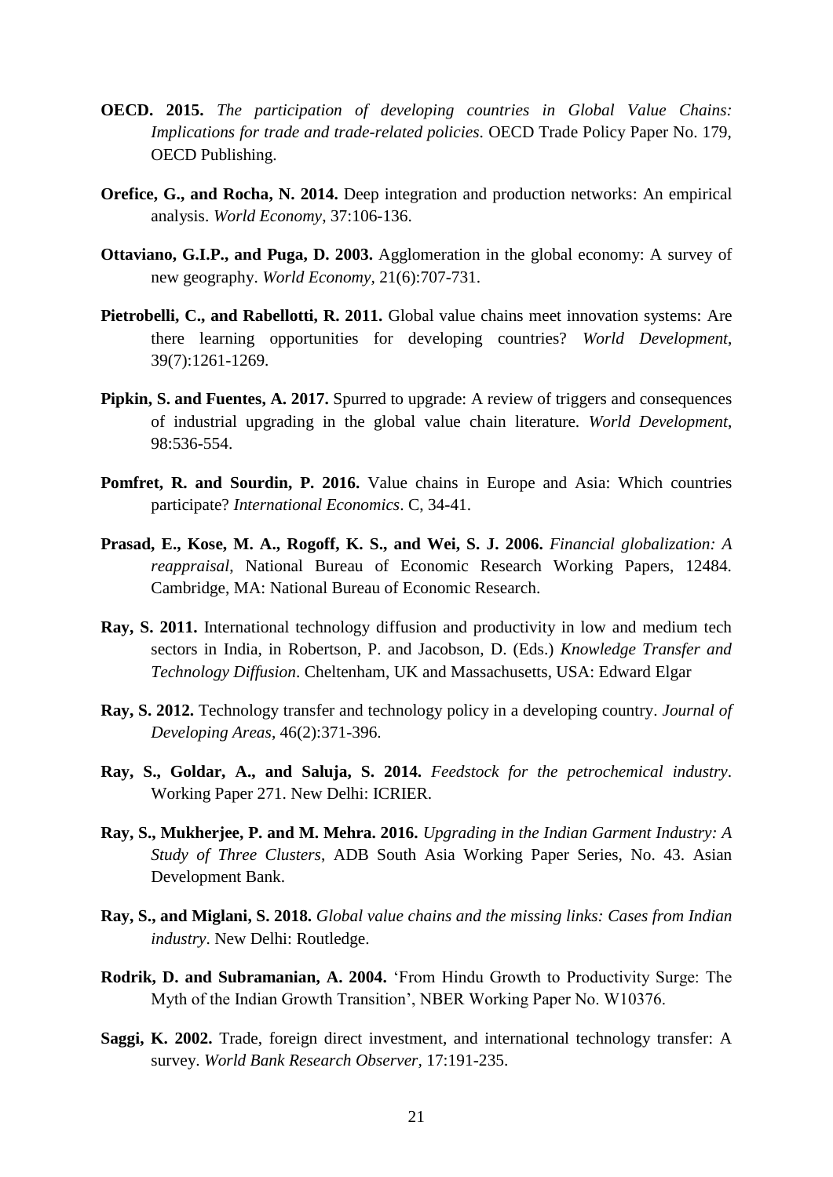**OECD. 2015.** *The participation of developing countries in Global Value Chains: Implications for trade and trade-related policies*. OECD Trade Policy Paper No. 179, OECD Publishing.

**Orefice, G., and Rocha, N. 2014.** Deep integration and production networks: An empirical analysis. *World Economy*, 37:106-136.

**Ottaviano, G.I.P., and Puga, D. 2003.** Agglomeration in the global economy: A survey of new geography. *World Economy*, 21(6):707-731.

**Pietrobelli, C., and Rabellotti, R. 2011.** Global value chains meet innovation systems: Are there learning opportunities for developing countries? *World Development*, 39(7):1261-1269.

**Pipkin, S. and Fuentes, A. 2017.** Spurred to upgrade: A review of triggers and consequences of industrial upgrading in the global value chain literature. *World Development*, 98:536-554.

**Pomfret, R. and Sourdin, P. 2016.** Value chains in Europe and Asia: Which countries participate? *International Economics*. C, 34-41.

**Prasad, E., Kose, M. A., Rogoff, K. S., and Wei, S. J. 2006.** *Financial globalization: A reappraisal*, National Bureau of Economic Research Working Papers, 12484. Cambridge, MA: National Bureau of Economic Research.

**Ray, S. 2011.** International technology diffusion and productivity in low and medium tech sectors in India, in Robertson, P. and Jacobson, D. (Eds.) *Knowledge Transfer and Technology Diffusion*. Cheltenham, UK and Massachusetts, USA: Edward Elgar

**Ray, S. 2012.** Technology transfer and technology policy in a developing country. *Journal of Developing Areas*, 46(2):371-396.

**Ray, S., Goldar, A., and Saluja, S. 2014.** *Feedstock for the petrochemical industry*. Working Paper 271. New Delhi: ICRIER.

**Ray, S., Mukherjee, P. and M. Mehra. 2016.** *Upgrading in the Indian Garment Industry: A Study of Three Clusters*, ADB South Asia Working Paper Series, No. 43. Asian Development Bank.

**Ray, S., and Miglani, S. 2018.** *Global value chains and the missing links: Cases from Indian industry*. New Delhi: Routledge.

**Rodrik, D. and Subramanian, A. 2004.** 'From Hindu Growth to Productivity Surge: The Myth of the Indian Growth Transition', NBER Working Paper No. W10376.

**Saggi, K. 2002.** Trade, foreign direct investment, and international technology transfer: A survey. *World Bank Research Observer*, 17:191-235.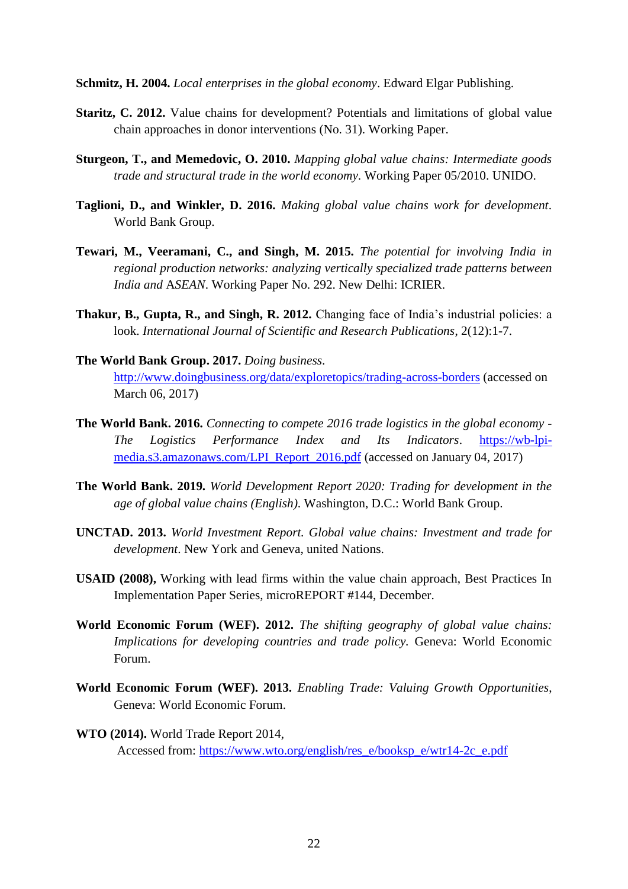**Schmitz, H. 2004.** *Local enterprises in the global economy*. Edward Elgar Publishing.

**Staritz, C. 2012.** Value chains for development? Potentials and limitations of global value chain approaches in donor interventions (No. 31). Working Paper.

**Sturgeon, T., and Memedovic, O. 2010.** *Mapping global value chains: Intermediate goods trade and structural trade in the world economy*. Working Paper 05/2010. UNIDO.

**Taglioni, D., and Winkler, D. 2016.** *Making global value chains work for development*. World Bank Group.

**Tewari, M., Veeramani, C., and Singh, M. 2015.** *The potential for involving India in regional production networks: analyzing vertically specialized trade patterns between India and ASEAN*. Working Paper No. 292. New Delhi: ICRIER.

**Thakur, B., Gupta, R., and Singh, R. 2012.** Changing face of India's industrial policies: a look. *International Journal of Scientific and Research Publications*, 2(12):1-7.

**The World Bank Group. 2017.** *Doing business*. [http://www.doingbusiness.org/data/exploretopics/trading-across-borders](http://www.doingbusiness.org/data/exploretopics/trading-across-borders) (accessed on March 06, 2017)

**The World Bank. 2016.** *Connecting to compete 2016 trade logistics in the global economy - The Logistics Performance Index and Its Indicators*. [https://wb-lpi-media.s3.amazonaws.com/LPI_Report_2016.pdf](https://wb-lpi-media.s3.amazonaws.com/LPI_Report_2016.pdf) (accessed on January 04, 2017)

**The World Bank. 2019.** *World Development Report 2020: Trading for development in the age of global value chains (English)*. Washington, D.C.: World Bank Group.

**UNCTAD. 2013.** *World Investment Report. Global value chains: Investment and trade for development*. New York and Geneva, united Nations.

**USAID (2008),** Working with lead firms within the value chain approach, Best Practices In Implementation Paper Series, microREPORT #144, December.

**World Economic Forum (WEF). 2012.** *The shifting geography of global value chains: Implications for developing countries and trade policy*. Geneva: World Economic Forum.

**World Economic Forum (WEF). 2013.** *Enabling Trade: Valuing Growth Opportunities*, Geneva: World Economic Forum.

**WTO (2014).** World Trade Report 2014, Accessed from: [https://www.wto.org/english/res_e/booksp_e/wtr14-2c_e.pdf](https://www.wto.org/english/res_e/booksp_e/wtr14-2c_e.pdf)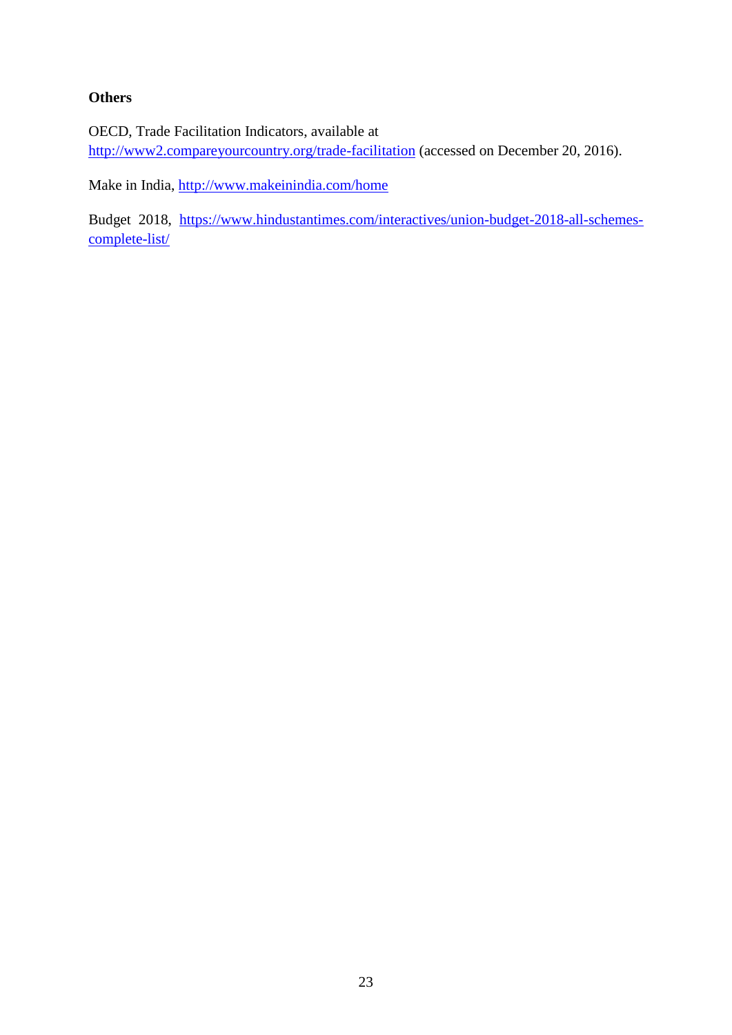**Others**

OECD, Trade Facilitation Indicators, available at http://www2.compareyourcountry.org/trade-facilitation (accessed on December 20, 2016).

Make in India, http://www.makeinindia.com/home

Budget 2018, https://www.hindustantimes.com/interactives/union-budget-2018-all-schemes-complete-list/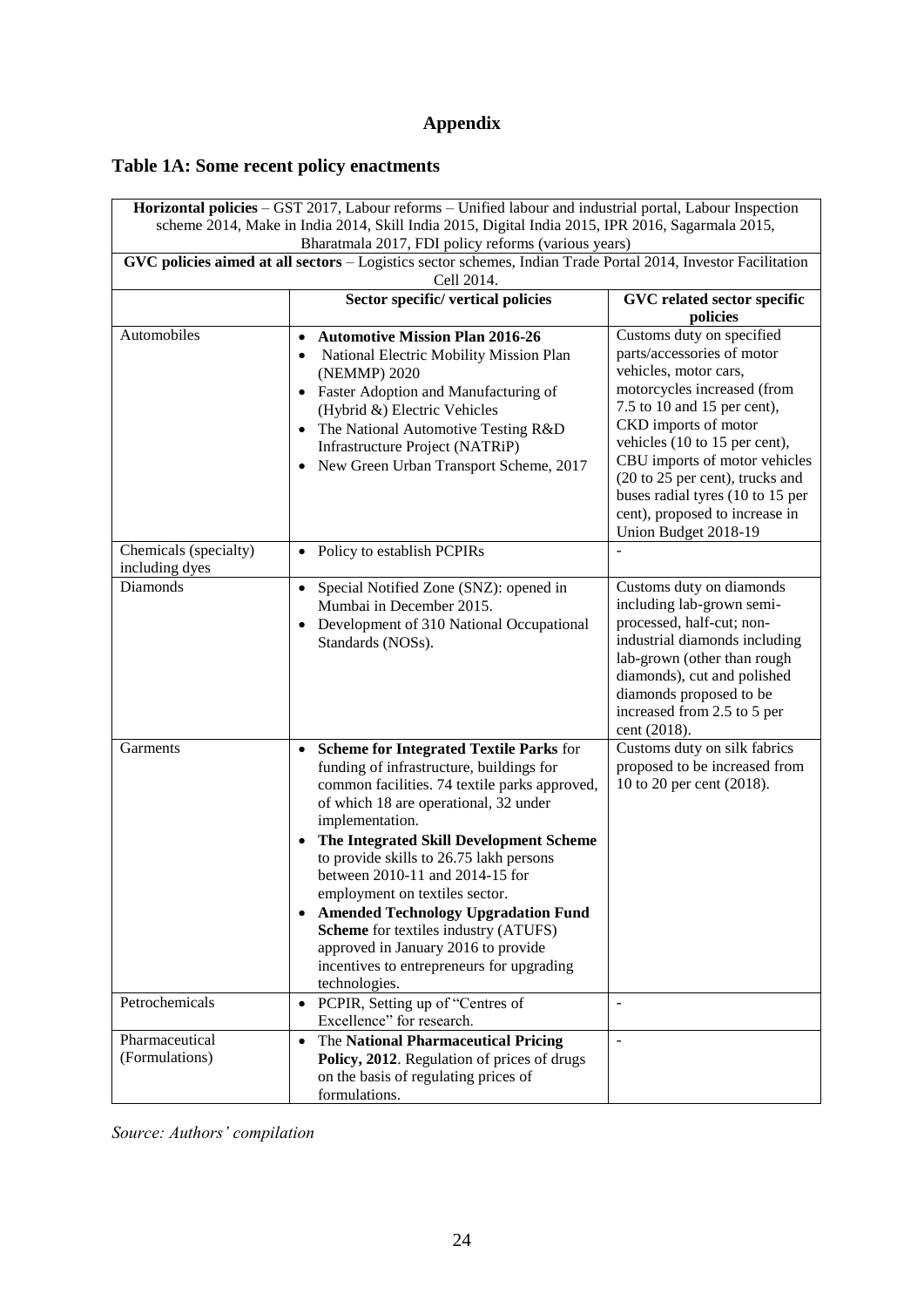# Appendix

## Table 1A: Some recent policy enactments

| **Horizontal policies** – GST 2017, Labour reforms – Unified labour and industrial portal, Labour Inspection scheme 2014, Make in India 2014, Skill India 2015, Digital India 2015, IPR 2016, Sagarmala 2015, Bharatmala 2017, FDI policy reforms (various years) | | |
|---|---|---|
| **GVC policies aimed at all sectors** – Logistics sector schemes, Indian Trade Portal 2014, Investor Facilitation Cell 2014. | | |
| | **Sector specific/ vertical policies** | **GVC related sector specific policies** |
| Automobiles | • **Automotive Mission Plan 2016-26**<br>• National Electric Mobility Mission Plan (NEMMP) 2020<br>• Faster Adoption and Manufacturing of (Hybrid &) Electric Vehicles<br>• The National Automotive Testing R&D Infrastructure Project (NATRiP)<br>• New Green Urban Transport Scheme, 2017 | Customs duty on specified parts/accessories of motor vehicles, motor cars, motorcycles increased (from 7.5 to 10 and 15 per cent), CKD imports of motor vehicles (10 to 15 per cent), CBU imports of motor vehicles (20 to 25 per cent), trucks and buses radial tyres (10 to 15 per cent), proposed to increase in Union Budget 2018-19 |
| Chemicals (specialty) including dyes | • Policy to establish PCPIRs | - |
| Diamonds | • Special Notified Zone (SNZ): opened in Mumbai in December 2015.<br>• Development of 310 National Occupational Standards (NOSs). | Customs duty on diamonds including lab-grown semi-processed, half-cut; non-industrial diamonds including lab-grown (other than rough diamonds), cut and polished diamonds proposed to be increased from 2.5 to 5 per cent (2018). |
| Garments | • **Scheme for Integrated Textile Parks** for funding of infrastructure, buildings for common facilities. 74 textile parks approved, of which 18 are operational, 32 under implementation.<br>• **The Integrated Skill Development Scheme** to provide skills to 26.75 lakh persons between 2010-11 and 2014-15 for employment on textiles sector.<br>• **Amended Technology Upgradation Fund Scheme** for textiles industry (ATUFS) approved in January 2016 to provide incentives to entrepreneurs for upgrading technologies. | Customs duty on silk fabrics proposed to be increased from 10 to 20 per cent (2018). |
| Petrochemicals | • PCPIR, Setting up of "Centres of Excellence" for research. | - |
| Pharmaceutical (Formulations) | • The **National Pharmaceutical Pricing Policy, 2012**. Regulation of prices of drugs on the basis of regulating prices of formulations. | - |

*Source: Authors' compilation*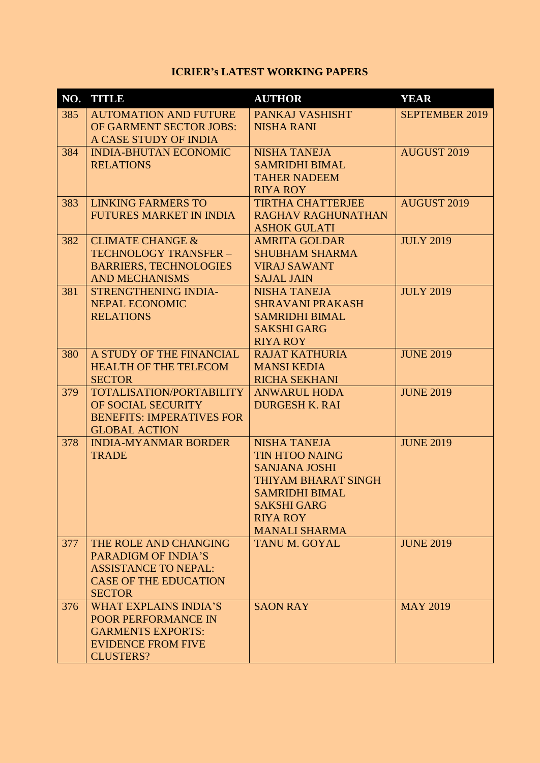## ICRIER's LATEST WORKING PAPERS

| NO. | TITLE | AUTHOR | YEAR |
|---|---|---|---|
| 385 | AUTOMATION AND FUTURE OF GARMENT SECTOR JOBS: A CASE STUDY OF INDIA | PANKAJ VASHISHT<br>NISHA RANI | SEPTEMBER 2019 |
| 384 | INDIA-BHUTAN ECONOMIC RELATIONS | NISHA TANEJA<br>SAMRIDHI BIMAL<br>TAHER NADEEM<br>RIYA ROY | AUGUST 2019 |
| 383 | LINKING FARMERS TO FUTURES MARKET IN INDIA | TIRTHA CHATTERJEE<br>RAGHAV RAGHUNATHAN<br>ASHOK GULATI | AUGUST 2019 |
| 382 | CLIMATE CHANGE & TECHNOLOGY TRANSFER – BARRIERS, TECHNOLOGIES AND MECHANISMS | AMRITA GOLDAR<br>SHUBHAM SHARMA<br>VIRAJ SAWANT<br>SAJAL JAIN | JULY 2019 |
| 381 | STRENGTHENING INDIA-NEPAL ECONOMIC RELATIONS | NISHA TANEJA<br>SHRAVANI PRAKASH<br>SAMRIDHI BIMAL<br>SAKSHI GARG<br>RIYA ROY | JULY 2019 |
| 380 | A STUDY OF THE FINANCIAL HEALTH OF THE TELECOM SECTOR | RAJAT KATHURIA<br>MANSI KEDIA<br>RICHA SEKHANI | JUNE 2019 |
| 379 | TOTALISATION/PORTABILITY OF SOCIAL SECURITY BENEFITS: IMPERATIVES FOR GLOBAL ACTION | ANWARUL HODA<br>DURGESH K. RAI | JUNE 2019 |
| 378 | INDIA-MYANMAR BORDER TRADE | NISHA TANEJA<br>TIN HTOO NAING<br>SANJANA JOSHI<br>THIYAM BHARAT SINGH<br>SAMRIDHI BIMAL<br>SAKSHI GARG<br>RIYA ROY<br>MANALI SHARMA | JUNE 2019 |
| 377 | THE ROLE AND CHANGING PARADIGM OF INDIA'S ASSISTANCE TO NEPAL: CASE OF THE EDUCATION SECTOR | TANU M. GOYAL | JUNE 2019 |
| 376 | WHAT EXPLAINS INDIA'S POOR PERFORMANCE IN GARMENTS EXPORTS: EVIDENCE FROM FIVE CLUSTERS? | SAON RAY | MAY 2019 |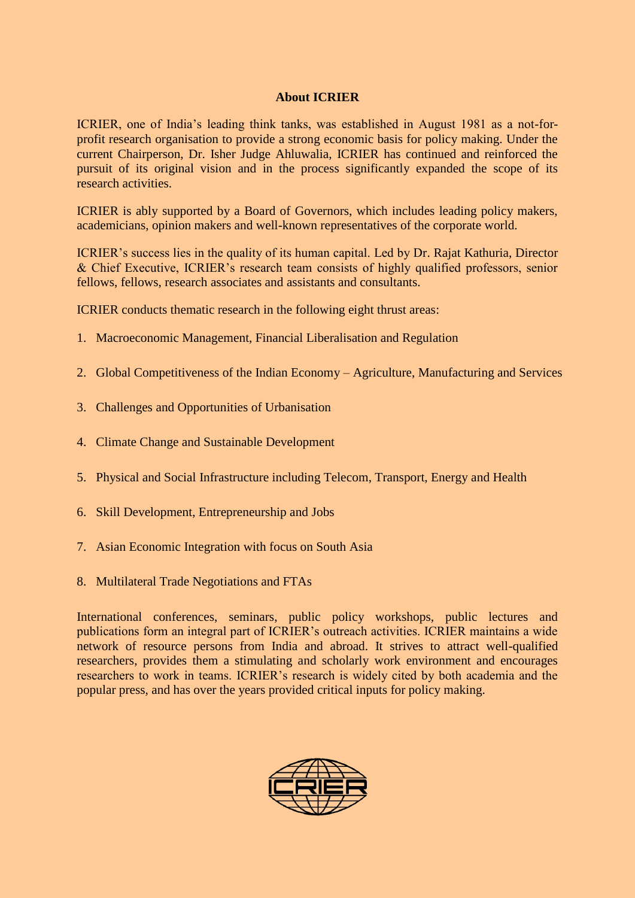## About ICRIER

ICRIER, one of India's leading think tanks, was established in August 1981 as a not-for-profit research organisation to provide a strong economic basis for policy making. Under the current Chairperson, Dr. Isher Judge Ahluwalia, ICRIER has continued and reinforced the pursuit of its original vision and in the process significantly expanded the scope of its research activities.

ICRIER is ably supported by a Board of Governors, which includes leading policy makers, academicians, opinion makers and well-known representatives of the corporate world.

ICRIER's success lies in the quality of its human capital. Led by Dr. Rajat Kathuria, Director & Chief Executive, ICRIER's research team consists of highly qualified professors, senior fellows, fellows, research associates and assistants and consultants.

ICRIER conducts thematic research in the following eight thrust areas:

1. Macroeconomic Management, Financial Liberalisation and Regulation
2. Global Competitiveness of the Indian Economy – Agriculture, Manufacturing and Services
3. Challenges and Opportunities of Urbanisation
4. Climate Change and Sustainable Development
5. Physical and Social Infrastructure including Telecom, Transport, Energy and Health
6. Skill Development, Entrepreneurship and Jobs
7. Asian Economic Integration with focus on South Asia
8. Multilateral Trade Negotiations and FTAs

International conferences, seminars, public policy workshops, public lectures and publications form an integral part of ICRIER's outreach activities. ICRIER maintains a wide network of resource persons from India and abroad. It strives to attract well-qualified researchers, provides them a stimulating and scholarly work environment and encourages researchers to work in teams. ICRIER's research is widely cited by both academia and the popular press, and has over the years provided critical inputs for policy making.

ICRIER